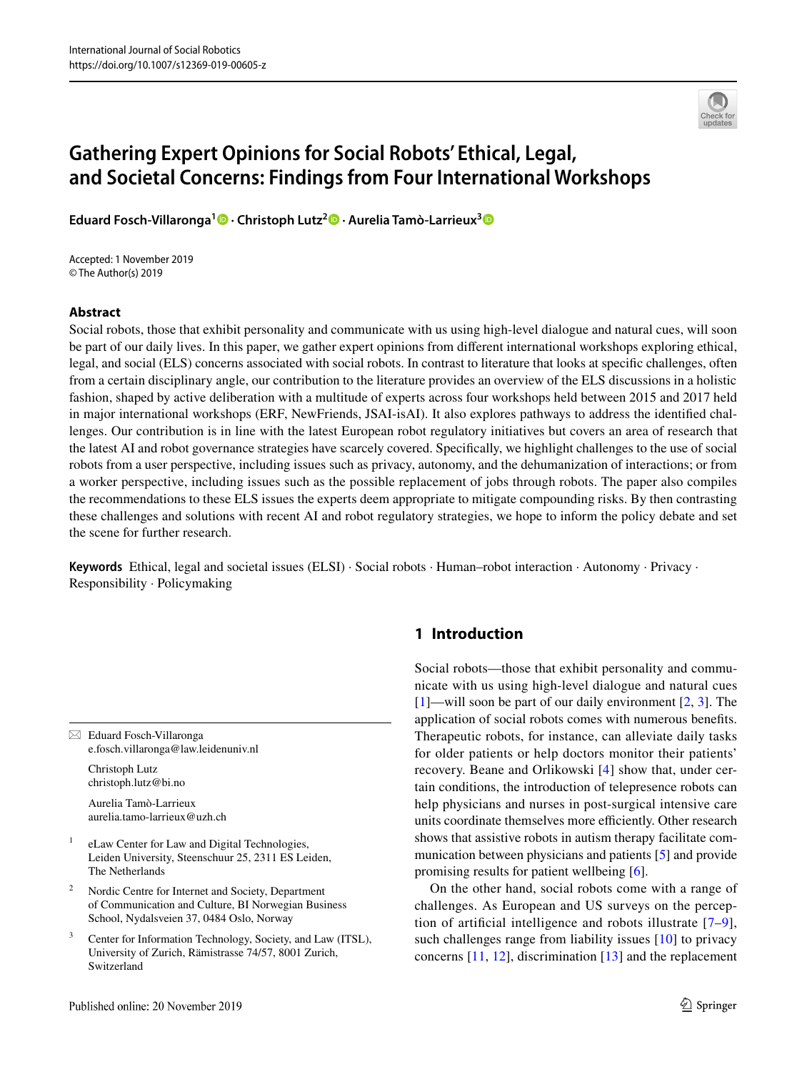# Gathering Expert Opinions for Social Robots' Ethical, Legal, and Societal Concerns: Findings from Four International Workshops

**Eduard Fosch-Villaronga[1] · Christoph Lutz[2] · Aurelia Tamò-Larrieux[3]**

Accepted: 1 November 2019
© The Author(s) 2019

## Abstract

Social robots, those that exhibit personality and communicate with us using high-level dialogue and natural cues, will soon be part of our daily lives. In this paper, we gather expert opinions from different international workshops exploring ethical, legal, and social (ELS) concerns associated with social robots. In contrast to literature that looks at specific challenges, often from a certain disciplinary angle, our contribution to the literature provides an overview of the ELS discussions in a holistic fashion, shaped by active deliberation with a multitude of experts across four workshops held between 2015 and 2017 held in major international workshops (ERF, NewFriends, JSAI-isAI). It also explores pathways to address the identified challenges. Our contribution is in line with the latest European robot regulatory initiatives but covers an area of research that the latest AI and robot governance strategies have scarcely covered. Specifically, we highlight challenges to the use of social robots from a user perspective, including issues such as privacy, autonomy, and the dehumanization of interactions; or from a worker perspective, including issues such as the possible replacement of jobs through robots. The paper also compiles the recommendations to these ELS issues the experts deem appropriate to mitigate compounding risks. By then contrasting these challenges and solutions with recent AI and robot regulatory strategies, we hope to inform the policy debate and set the scene for further research.

**Keywords** Ethical, legal and societal issues (ELSI) · Social robots · Human–robot interaction · Autonomy · Privacy · Responsibility · Policymaking

## 1 Introduction

Social robots—those that exhibit personality and communicate with us using high-level dialogue and natural cues [1]—will soon be part of our daily environment [2, 3]. The application of social robots comes with numerous benefits. Therapeutic robots, for instance, can alleviate daily tasks for older patients or help doctors monitor their patients' recovery. Beane and Orlikowski [4] show that, under certain conditions, the introduction of telepresence robots can help physicians and nurses in post-surgical intensive care units coordinate themselves more efficiently. Other research shows that assistive robots in autism therapy facilitate communication between physicians and patients [5] and provide promising results for patient wellbeing [6].

On the other hand, social robots come with a range of challenges. As European and US surveys on the perception of artificial intelligence and robots illustrate [7–9], such challenges range from liability issues [10] to privacy concerns [11, 12], discrimination [13] and the replacement

---

✉ Eduard Fosch-Villaronga
e.fosch.villaronga@law.leidenuniv.nl

Christoph Lutz
christoph.lutz@bi.no

Aurelia Tamò-Larrieux
aurelia.tamo-larrieux@uzh.ch

[1] eLaw Center for Law and Digital Technologies, Leiden University, Steenschuur 25, 2311 ES Leiden, The Netherlands

[2] Nordic Centre for Internet and Society, Department of Communication and Culture, BI Norwegian Business School, Nydalsveien 37, 0484 Oslo, Norway

[3] Center for Information Technology, Society, and Law (ITSL), University of Zurich, Rämistrasse 74/57, 8001 Zurich, Switzerland

Published online: 20 November 2019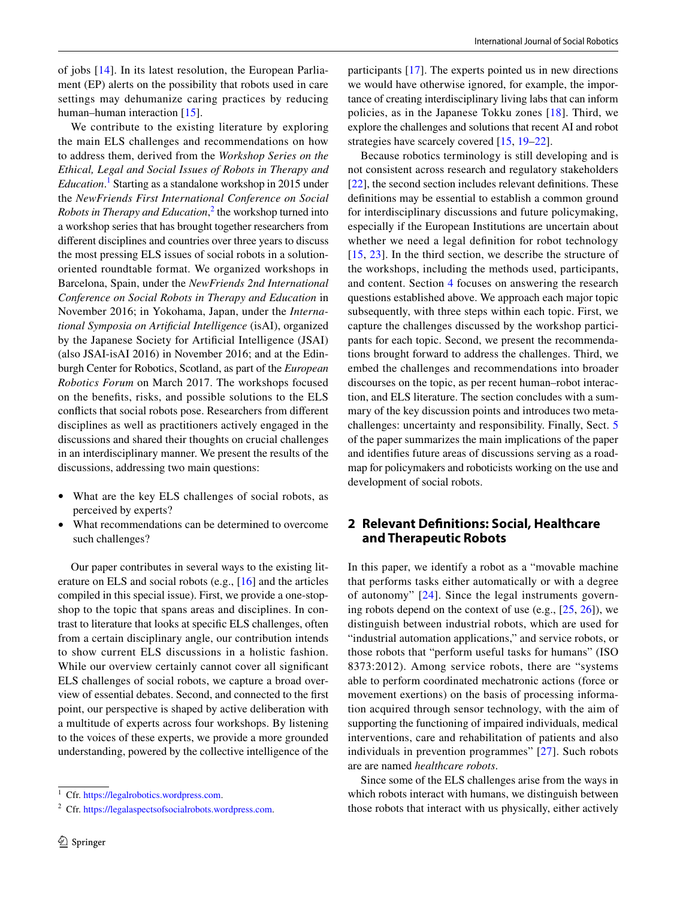of jobs [14]. In its latest resolution, the European Parliament (EP) alerts on the possibility that robots used in care settings may dehumanize caring practices by reducing human–human interaction [15].

We contribute to the existing literature by exploring the main ELS challenges and recommendations on how to address them, derived from the *Workshop Series on the Ethical, Legal and Social Issues of Robots in Therapy and Education*.[1] Starting as a standalone workshop in 2015 under the *NewFriends First International Conference on Social Robots in Therapy and Education*,[2] the workshop turned into a workshop series that has brought together researchers from different disciplines and countries over three years to discuss the most pressing ELS issues of social robots in a solution-oriented roundtable format. We organized workshops in Barcelona, Spain, under the *NewFriends 2nd International Conference on Social Robots in Therapy and Education* in November 2016; in Yokohama, Japan, under the *International Symposia on Artificial Intelligence* (isAI), organized by the Japanese Society for Artificial Intelligence (JSAI) (also JSAI-isAI 2016) in November 2016; and at the Edinburgh Center for Robotics, Scotland, as part of the *European Robotics Forum* on March 2017. The workshops focused on the benefits, risks, and possible solutions to the ELS conflicts that social robots pose. Researchers from different disciplines as well as practitioners actively engaged in the discussions and shared their thoughts on crucial challenges in an interdisciplinary manner. We present the results of the discussions, addressing two main questions:

- What are the key ELS challenges of social robots, as perceived by experts?
- What recommendations can be determined to overcome such challenges?

Our paper contributes in several ways to the existing literature on ELS and social robots (e.g., [16] and the articles compiled in this special issue). First, we provide a one-stop-shop to the topic that spans areas and disciplines. In contrast to literature that looks at specific ELS challenges, often from a certain disciplinary angle, our contribution intends to show current ELS discussions in a holistic fashion. While our overview certainly cannot cover all significant ELS challenges of social robots, we capture a broad overview of essential debates. Second, and connected to the first point, our perspective is shaped by active deliberation with a multitude of experts across four workshops. By listening to the voices of these experts, we provide a more grounded understanding, powered by the collective intelligence of the participants [17]. The experts pointed us in new directions we would have otherwise ignored, for example, the importance of creating interdisciplinary living labs that can inform policies, as in the Japanese Tokku zones [18]. Third, we explore the challenges and solutions that recent AI and robot strategies have scarcely covered [15, 19–22].

Because robotics terminology is still developing and is not consistent across research and regulatory stakeholders [22], the second section includes relevant definitions. These definitions may be essential to establish a common ground for interdisciplinary discussions and future policymaking, especially if the European Institutions are uncertain about whether we need a legal definition for robot technology [15, 23]. In the third section, we describe the structure of the workshops, including the methods used, participants, and content. Section 4 focuses on answering the research questions established above. We approach each major topic subsequently, with three steps within each topic. First, we capture the challenges discussed by the workshop participants for each topic. Second, we present the recommendations brought forward to address the challenges. Third, we embed the challenges and recommendations into broader discourses on the topic, as per recent human–robot interaction, and ELS literature. The section concludes with a summary of the key discussion points and introduces two meta-challenges: uncertainty and responsibility. Finally, Sect. 5 of the paper summarizes the main implications of the paper and identifies future areas of discussions serving as a roadmap for policymakers and roboticists working on the use and development of social robots.

## 2 Relevant Definitions: Social, Healthcare and Therapeutic Robots

In this paper, we identify a robot as a "movable machine that performs tasks either automatically or with a degree of autonomy" [24]. Since the legal instruments governing robots depend on the context of use (e.g., [25, 26]), we distinguish between industrial robots, which are used for "industrial automation applications," and service robots, or those robots that "perform useful tasks for humans" (ISO 8373:2012). Among service robots, there are "systems able to perform coordinated mechatronic actions (force or movement exertions) on the basis of processing information acquired through sensor technology, with the aim of supporting the functioning of impaired individuals, medical interventions, care and rehabilitation of patients and also individuals in prevention programmes" [27]. Such robots are are named *healthcare robots*.

Since some of the ELS challenges arise from the ways in which robots interact with humans, we distinguish between those robots that interact with us physically, either actively

[1] Cfr. https://legalrobotics.wordpress.com.

[2] Cfr. https://legalaspectsofsocialrobots.wordpress.com.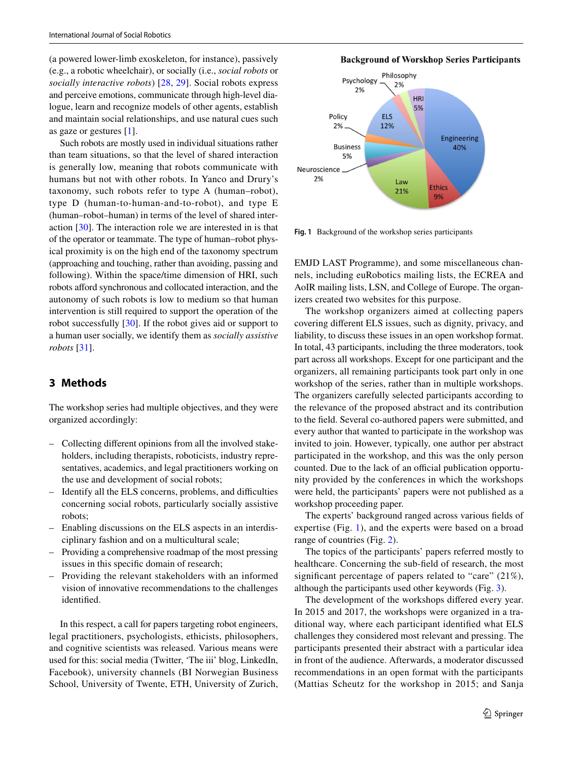(a powered lower-limb exoskeleton, for instance), passively (e.g., a robotic wheelchair), or socially (i.e., *social robots* or *socially interactive robots*) [28, 29]. Social robots express and perceive emotions, communicate through high-level dialogue, learn and recognize models of other agents, establish and maintain social relationships, and use natural cues such as gaze or gestures [1].

Such robots are mostly used in individual situations rather than team situations, so that the level of shared interaction is generally low, meaning that robots communicate with humans but not with other robots. In Yanco and Drury's taxonomy, such robots refer to type A (human–robot), type D (human-to-human-and-to-robot), and type E (human–robot–human) in terms of the level of shared interaction [30]. The interaction role we are interested in is that of the operator or teammate. The type of human–robot physical proximity is on the high end of the taxonomy spectrum (approaching and touching, rather than avoiding, passing and following). Within the space/time dimension of HRI, such robots afford synchronous and collocated interaction, and the autonomy of such robots is low to medium so that human intervention is still required to support the operation of the robot successfully [30]. If the robot gives aid or support to a human user socially, we identify them as *socially assistive robots* [31].

## 3 Methods

The workshop series had multiple objectives, and they were organized accordingly:

- Collecting different opinions from all the involved stakeholders, including therapists, roboticists, industry representatives, academics, and legal practitioners working on the use and development of social robots;
- Identify all the ELS concerns, problems, and difficulties concerning social robots, particularly socially assistive robots;
- Enabling discussions on the ELS aspects in an interdisciplinary fashion and on a multicultural scale;
- Providing a comprehensive roadmap of the most pressing issues in this specific domain of research;
- Providing the relevant stakeholders with an informed vision of innovative recommendations to the challenges identified.

In this respect, a call for papers targeting robot engineers, legal practitioners, psychologists, ethicists, philosophers, and cognitive scientists was released. Various means were used for this: social media (Twitter, 'The iii' blog, LinkedIn, Facebook), university channels (BI Norwegian Business School, University of Twente, ETH, University of Zurich, EMJD LAST Programme), and some miscellaneous channels, including euRobotics mailing lists, LSN, and College of Europe. The ECREA and AoIR mailing lists, LSN, and College of Europe. The organizers created two websites for this purpose.

**Background of Worskhop Series Participants**

| Field | Percentage |
|---|---|
| Engineering | 40% |
| Law | 21% |
| ELS | 12% |
| Ethics | 9% |
| HRI | 5% |
| Business | 5% |
| Philosophy | 2% |
| Psychology | 2% |
| Policy | 2% |
| Neuroscience | 2% |

**Fig. 1** Background of the workshop series participants

The workshop organizers aimed at collecting papers covering different ELS issues, such as dignity, privacy, and liability, to discuss these issues in an open workshop format. In total, 43 participants, including the three moderators, took part across all workshops. Except for one participant and the organizers, all remaining participants took part only in one workshop of the series, rather than in multiple workshops. The organizers carefully selected participants according to the relevance of the proposed abstract and its contribution to the field. Several co-authored papers were submitted, and every author that wanted to participate in the workshop was invited to join. However, typically, one author per abstract participated in the workshop, and this was the only person counted. Due to the lack of an official publication opportunity provided by the conferences in which the workshops were held, the participants' papers were not published as a workshop proceeding paper.

The experts' background ranged across various fields of expertise (Fig. 1), and the experts were based on a broad range of countries (Fig. 2).

The topics of the participants' papers referred mostly to healthcare. Concerning the sub-field of research, the most significant percentage of papers related to "care" (21%), although the participants used other keywords (Fig. 3).

The development of the workshops differed every year. In 2015 and 2017, the workshops were organized in a traditional way, where each participant identified what ELS challenges they considered most relevant and pressing. The participants presented their abstract with a particular idea in front of the audience. Afterwards, a moderator discussed recommendations in an open format with the participants (Mattias Scheutz for the workshop in 2015; and Sanja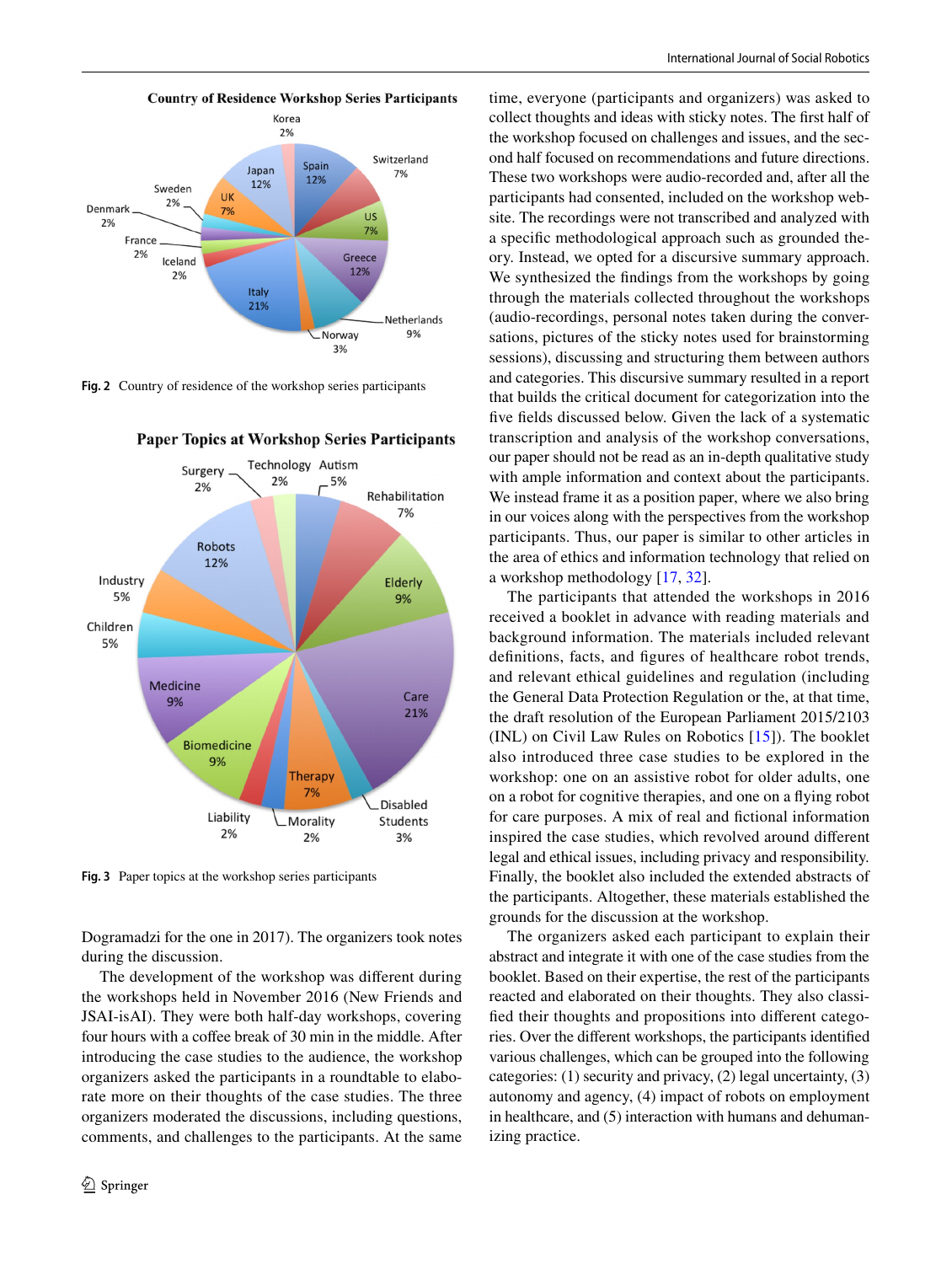Fig. 2 Country of residence of the workshop series participants

Fig. 3 Paper topics at the workshop series participants

Dogramadzi for the one in 2017). The organizers took notes during the discussion.

The development of the workshop was different during the workshops held in November 2016 (New Friends and JSAI-isAI). They were both half-day workshops, covering four hours with a coffee break of 30 min in the middle. After introducing the case studies to the audience, the workshop organizers asked the participants in a roundtable to elaborate more on their thoughts of the case studies. The three organizers moderated the discussions, including questions, comments, and challenges to the participants. At the same time, everyone (participants and organizers) was asked to collect thoughts and ideas with sticky notes. The first half of the workshop focused on challenges and issues, and the second half focused on recommendations and future directions. These two workshops were audio-recorded and, after all the participants had consented, included on the workshop website. The recordings were not transcribed and analyzed with a specific methodological approach such as grounded theory. Instead, we opted for a discursive summary approach. We synthesized the findings from the workshops by going through the materials collected throughout the workshops (audio-recordings, personal notes taken during the conversations, pictures of the sticky notes used for brainstorming sessions), discussing and structuring them between authors and categories. This discursive summary resulted in a report that builds the critical document for categorization into the five fields discussed below. Given the lack of a systematic transcription and analysis of the workshop conversations, our paper should not be read as an in-depth qualitative study with ample information and context about the participants. We instead frame it as a position paper, where we also bring in our voices along with the perspectives from the workshop participants. Thus, our paper is similar to other articles in the area of ethics and information technology that relied on a workshop methodology [17, 32].

The participants that attended the workshops in 2016 received a booklet in advance with reading materials and background information. The materials included relevant definitions, facts, and figures of healthcare robot trends, and relevant ethical guidelines and regulation (including the General Data Protection Regulation or the, at that time, the draft resolution of the European Parliament 2015/2103 (INL) on Civil Law Rules on Robotics [15]). The booklet also introduced three case studies to be explored in the workshop: one on an assistive robot for older adults, one on a robot for cognitive therapies, and one on a flying robot for care purposes. A mix of real and fictional information inspired the case studies, which revolved around different legal and ethical issues, including privacy and responsibility. Finally, the booklet also included the extended abstracts of the participants. Altogether, these materials established the grounds for the discussion at the workshop.

The organizers asked each participant to explain their abstract and integrate it with one of the case studies from the booklet. Based on their expertise, the rest of the participants reacted and elaborated on their thoughts. They also classified their thoughts and propositions into different categories. Over the different workshops, the participants identified various challenges, which can be grouped into the following categories: (1) security and privacy, (2) legal uncertainty, (3) autonomy and agency, (4) impact of robots on employment in healthcare, and (5) interaction with humans and dehumanizing practice.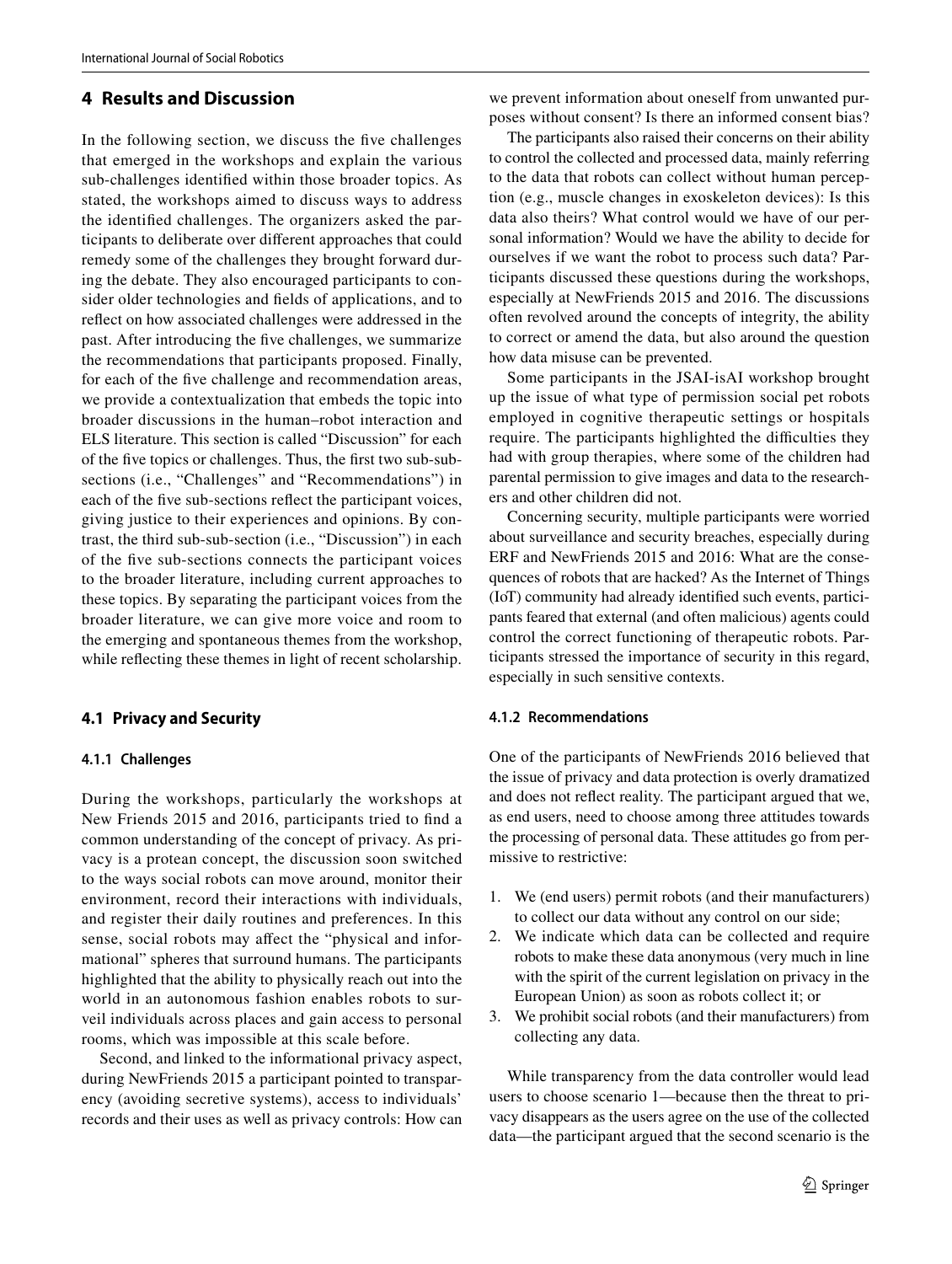## 4 Results and Discussion

In the following section, we discuss the five challenges that emerged in the workshops and explain the various sub-challenges identified within those broader topics. As stated, the workshops aimed to discuss ways to address the identified challenges. The organizers asked the participants to deliberate over different approaches that could remedy some of the challenges they brought forward during the debate. They also encouraged participants to consider older technologies and fields of applications, and to reflect on how associated challenges were addressed in the past. After introducing the five challenges, we summarize the recommendations that participants proposed. Finally, for each of the five challenge and recommendation areas, we provide a contextualization that embeds the topic into broader discussions in the human–robot interaction and ELS literature. This section is called "Discussion" for each of the five topics or challenges. Thus, the first two sub-subsections (i.e., "Challenges" and "Recommendations") in each of the five sub-sections reflect the participant voices, giving justice to their experiences and opinions. By contrast, the third sub-sub-section (i.e., "Discussion") in each of the five sub-sections connects the participant voices to the broader literature, including current approaches to these topics. By separating the participant voices from the broader literature, we can give more voice and room to the emerging and spontaneous themes from the workshop, while reflecting these themes in light of recent scholarship.

### 4.1 Privacy and Security

#### 4.1.1 Challenges

During the workshops, particularly the workshops at New Friends 2015 and 2016, participants tried to find a common understanding of the concept of privacy. As privacy is a protean concept, the discussion soon switched to the ways social robots can move around, monitor their environment, record their interactions with individuals, and register their daily routines and preferences. In this sense, social robots may affect the "physical and informational" spheres that surround humans. The participants highlighted that the ability to physically reach out into the world in an autonomous fashion enables robots to surveil individuals across places and gain access to personal rooms, which was impossible at this scale before.

Second, and linked to the informational privacy aspect, during NewFriends 2015 a participant pointed to transparency (avoiding secretive systems), access to individuals' records and their uses as well as privacy controls: How can we prevent information about oneself from unwanted purposes without consent? Is there an informed consent bias?

The participants also raised their concerns on their ability to control the collected and processed data, mainly referring to the data that robots can collect without human perception (e.g., muscle changes in exoskeleton devices): Is this data also theirs? What control would we have of our personal information? Would we have the ability to decide for ourselves if we want the robot to process such data? Participants discussed these questions during the workshops, especially at NewFriends 2015 and 2016. The discussions often revolved around the concepts of integrity, the ability to correct or amend the data, but also around the question how data misuse can be prevented.

Some participants in the JSAI-isAI workshop brought up the issue of what type of permission social pet robots employed in cognitive therapeutic settings or hospitals require. The participants highlighted the difficulties they had with group therapies, where some of the children had parental permission to give images and data to the researchers and other children did not.

Concerning security, multiple participants were worried about surveillance and security breaches, especially during ERF and NewFriends 2015 and 2016: What are the consequences of robots that are hacked? As the Internet of Things (IoT) community had already identified such events, participants feared that external (and often malicious) agents could control the correct functioning of therapeutic robots. Participants stressed the importance of security in this regard, especially in such sensitive contexts.

#### 4.1.2 Recommendations

One of the participants of NewFriends 2016 believed that the issue of privacy and data protection is overly dramatized and does not reflect reality. The participant argued that we, as end users, need to choose among three attitudes towards the processing of personal data. These attitudes go from permissive to restrictive:

1. We (end users) permit robots (and their manufacturers) to collect our data without any control on our side;
2. We indicate which data can be collected and require robots to make these data anonymous (very much in line with the spirit of the current legislation on privacy in the European Union) as soon as robots collect it; or
3. We prohibit social robots (and their manufacturers) from collecting any data.

While transparency from the data controller would lead users to choose scenario 1—because then the threat to privacy disappears as the users agree on the use of the collected data—the participant argued that the second scenario is the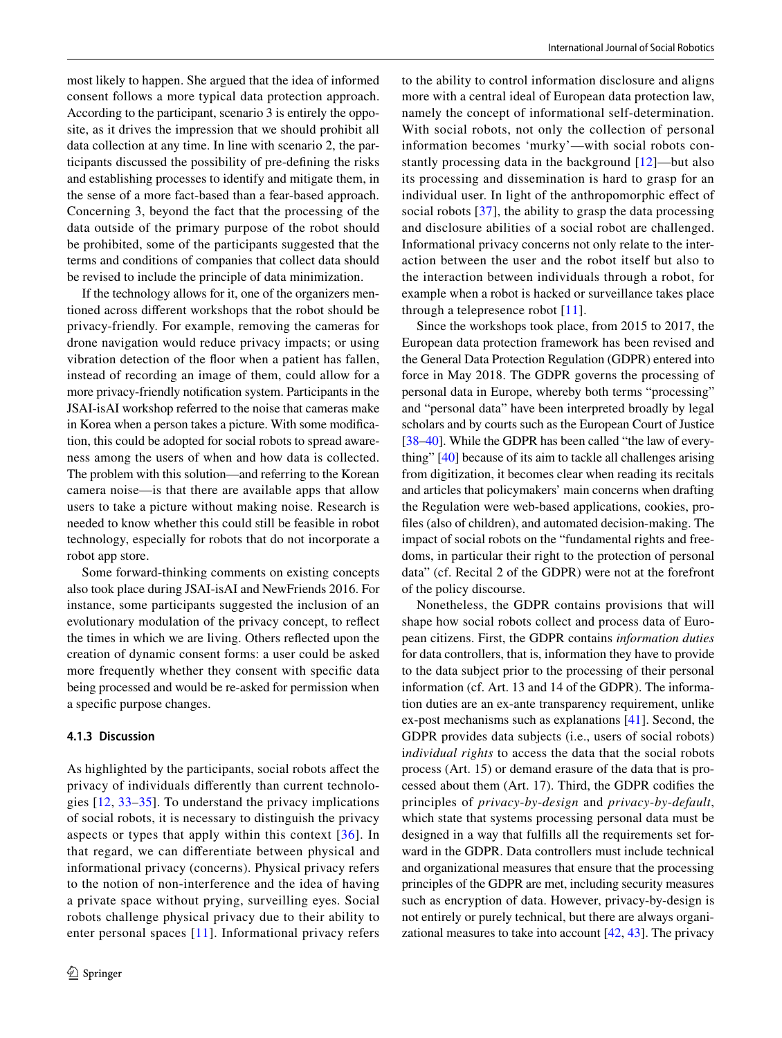most likely to happen. She argued that the idea of informed consent follows a more typical data protection approach. According to the participant, scenario 3 is entirely the opposite, as it drives the impression that we should prohibit all data collection at any time. In line with scenario 2, the participants discussed the possibility of pre-defining the risks and establishing processes to identify and mitigate them, in the sense of a more fact-based than a fear-based approach. Concerning 3, beyond the fact that the processing of the data outside of the primary purpose of the robot should be prohibited, some of the participants suggested that the terms and conditions of companies that collect data should be revised to include the principle of data minimization.

If the technology allows for it, one of the organizers mentioned across different workshops that the robot should be privacy-friendly. For example, removing the cameras for drone navigation would reduce privacy impacts; or using vibration detection of the floor when a patient has fallen, instead of recording an image of them, could allow for a more privacy-friendly notification system. Participants in the JSAI-isAI workshop referred to the noise that cameras make in Korea when a person takes a picture. With some modification, this could be adopted for social robots to spread awareness among the users of when and how data is collected. The problem with this solution—and referring to the Korean camera noise—is that there are available apps that allow users to take a picture without making noise. Research is needed to know whether this could still be feasible in robot technology, especially for robots that do not incorporate a robot app store.

Some forward-thinking comments on existing concepts also took place during JSAI-isAI and NewFriends 2016. For instance, some participants suggested the inclusion of an evolutionary modulation of the privacy concept, to reflect the times in which we are living. Others reflected upon the creation of dynamic consent forms: a user could be asked more frequently whether they consent with specific data being processed and would be re-asked for permission when a specific purpose changes.

#### 4.1.3 Discussion

As highlighted by the participants, social robots affect the privacy of individuals differently than current technologies [12, 33–35]. To understand the privacy implications of social robots, it is necessary to distinguish the privacy aspects or types that apply within this context [36]. In that regard, we can differentiate between physical and informational privacy (concerns). Physical privacy refers to the notion of non-interference and the idea of having a private space without prying, surveilling eyes. Social robots challenge physical privacy due to their ability to enter personal spaces [11]. Informational privacy refers to the ability to control information disclosure and aligns more with a central ideal of European data protection law, namely the concept of informational self-determination. With social robots, not only the collection of personal information becomes 'murky'—with social robots constantly processing data in the background [12]—but also its processing and dissemination is hard to grasp for an individual user. In light of the anthropomorphic effect of social robots [37], the ability to grasp the data processing and disclosure abilities of a social robot are challenged. Informational privacy concerns not only relate to the interaction between the user and the robot itself but also to the interaction between individuals through a robot, for example when a robot is hacked or surveillance takes place through a telepresence robot [11].

Since the workshops took place, from 2015 to 2017, the European data protection framework has been revised and the General Data Protection Regulation (GDPR) entered into force in May 2018. The GDPR governs the processing of personal data in Europe, whereby both terms "processing" and "personal data" have been interpreted broadly by legal scholars and by courts such as the European Court of Justice [38–40]. While the GDPR has been called "the law of everything" [40] because of its aim to tackle all challenges arising from digitization, it becomes clear when reading its recitals and articles that policymakers' main concerns when drafting the Regulation were web-based applications, cookies, profiles (also of children), and automated decision-making. The impact of social robots on the "fundamental rights and freedoms, in particular their right to the protection of personal data" (cf. Recital 2 of the GDPR) were not at the forefront of the policy discourse.

Nonetheless, the GDPR contains provisions that will shape how social robots collect and process data of European citizens. First, the GDPR contains *information duties* for data controllers, that is, information they have to provide to the data subject prior to the processing of their personal information (cf. Art. 13 and 14 of the GDPR). The information duties are an ex-ante transparency requirement, unlike ex-post mechanisms such as explanations [41]. Second, the GDPR provides data subjects (i.e., users of social robots) i*ndividual rights* to access the data that the social robots process (Art. 15) or demand erasure of the data that is processed about them (Art. 17). Third, the GDPR codifies the principles of *privacy-by-design* and *privacy-by-default*, which state that systems processing personal data must be designed in a way that fulfills all the requirements set forward in the GDPR. Data controllers must include technical and organizational measures that ensure that the processing principles of the GDPR are met, including security measures such as encryption of data. However, privacy-by-design is not entirely or purely technical, but there are always organizational measures to take into account [42, 43]. The privacy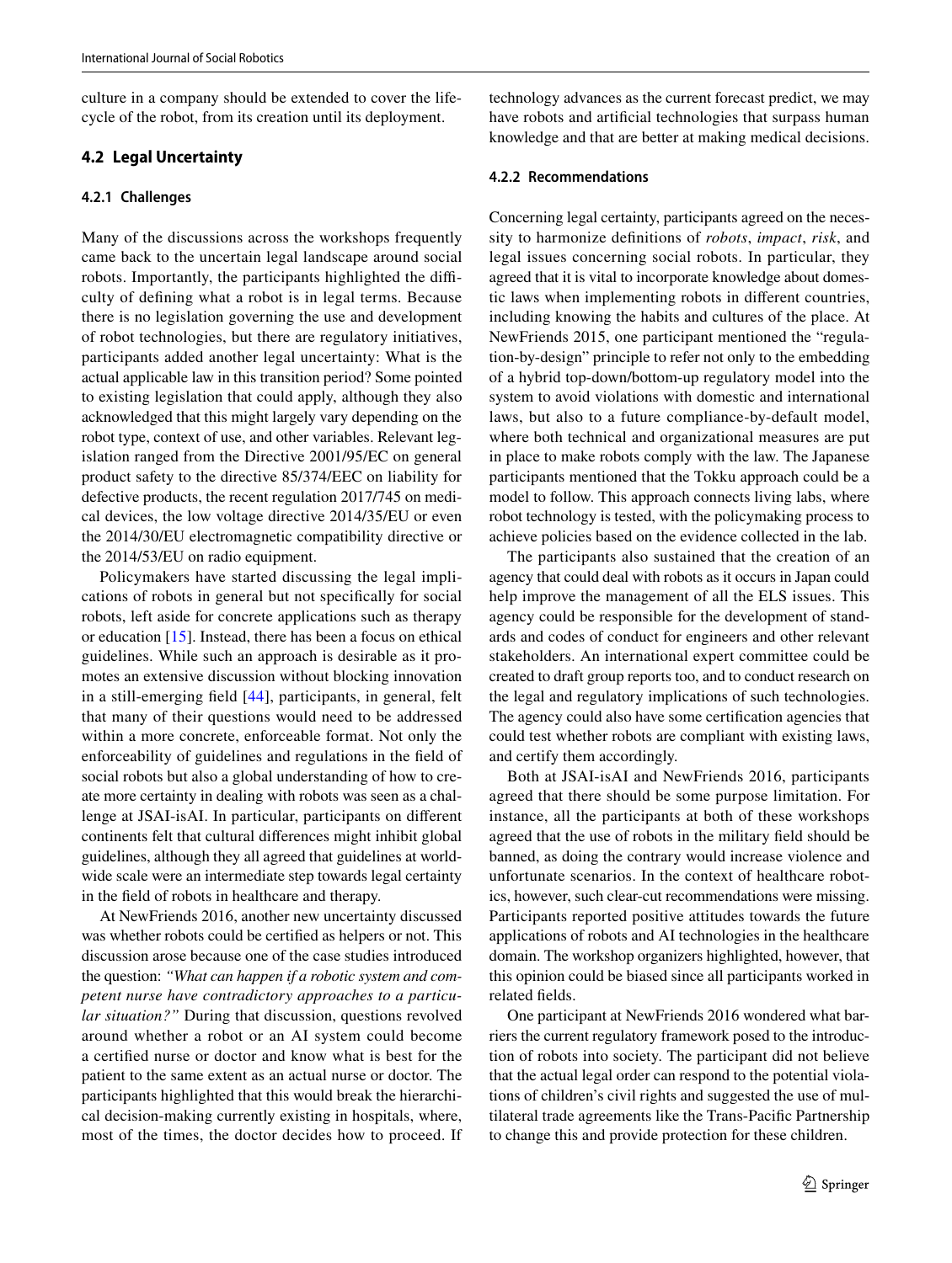culture in a company should be extended to cover the lifecycle of the robot, from its creation until its deployment.

### 4.2 Legal Uncertainty

#### 4.2.1 Challenges

Many of the discussions across the workshops frequently came back to the uncertain legal landscape around social robots. Importantly, the participants highlighted the difficulty of defining what a robot is in legal terms. Because there is no legislation governing the use and development of robot technologies, but there are regulatory initiatives, participants added another legal uncertainty: What is the actual applicable law in this transition period? Some pointed to existing legislation that could apply, although they also acknowledged that this might largely vary depending on the robot type, context of use, and other variables. Relevant legislation ranged from the Directive 2001/95/EC on general product safety to the directive 85/374/EEC on liability for defective products, the recent regulation 2017/745 on medical devices, the low voltage directive 2014/35/EU or even the 2014/30/EU electromagnetic compatibility directive or the 2014/53/EU on radio equipment.

Policymakers have started discussing the legal implications of robots in general but not specifically for social robots, left aside for concrete applications such as therapy or education [15]. Instead, there has been a focus on ethical guidelines. While such an approach is desirable as it promotes an extensive discussion without blocking innovation in a still-emerging field [44], participants, in general, felt that many of their questions would need to be addressed within a more concrete, enforceable format. Not only the enforceability of guidelines and regulations in the field of social robots but also a global understanding of how to create more certainty in dealing with robots was seen as a challenge at JSAI-isAI. In particular, participants on different continents felt that cultural differences might inhibit global guidelines, although they all agreed that guidelines at worldwide scale were an intermediate step towards legal certainty in the field of robots in healthcare and therapy.

At NewFriends 2016, another new uncertainty discussed was whether robots could be certified as helpers or not. This discussion arose because one of the case studies introduced the question: *"What can happen if a robotic system and competent nurse have contradictory approaches to a particular situation?"* During that discussion, questions revolved around whether a robot or an AI system could become a certified nurse or doctor and know what is best for the patient to the same extent as an actual nurse or doctor. The participants highlighted that this would break the hierarchical decision-making currently existing in hospitals, where, most of the times, the doctor decides how to proceed. If technology advances as the current forecast predict, we may have robots and artificial technologies that surpass human knowledge and that are better at making medical decisions.

#### 4.2.2 Recommendations

Concerning legal certainty, participants agreed on the necessity to harmonize definitions of *robots*, *impact*, *risk*, and legal issues concerning social robots. In particular, they agreed that it is vital to incorporate knowledge about domestic laws when implementing robots in different countries, including knowing the habits and cultures of the place. At NewFriends 2015, one participant mentioned the "regulation-by-design" principle to refer not only to the embedding of a hybrid top-down/bottom-up regulatory model into the system to avoid violations with domestic and international laws, but also to a future compliance-by-default model, where both technical and organizational measures are put in place to make robots comply with the law. The Japanese participants mentioned that the Tokku approach could be a model to follow. This approach connects living labs, where robot technology is tested, with the policymaking process to achieve policies based on the evidence collected in the lab.

The participants also sustained that the creation of an agency that could deal with robots as it occurs in Japan could help improve the management of all the ELS issues. This agency could be responsible for the development of standards and codes of conduct for engineers and other relevant stakeholders. An international expert committee could be created to draft group reports too, and to conduct research on the legal and regulatory implications of such technologies. The agency could also have some certification agencies that could test whether robots are compliant with existing laws, and certify them accordingly.

Both at JSAI-isAI and NewFriends 2016, participants agreed that there should be some purpose limitation. For instance, all the participants at both of these workshops agreed that the use of robots in the military field should be banned, as doing the contrary would increase violence and unfortunate scenarios. In the context of healthcare robotics, however, such clear-cut recommendations were missing. Participants reported positive attitudes towards the future applications of robots and AI technologies in the healthcare domain. The workshop organizers highlighted, however, that this opinion could be biased since all participants worked in related fields.

One participant at NewFriends 2016 wondered what barriers the current regulatory framework posed to the introduction of robots into society. The participant did not believe that the actual legal order can respond to the potential violations of children's civil rights and suggested the use of multilateral trade agreements like the Trans-Pacific Partnership to change this and provide protection for these children.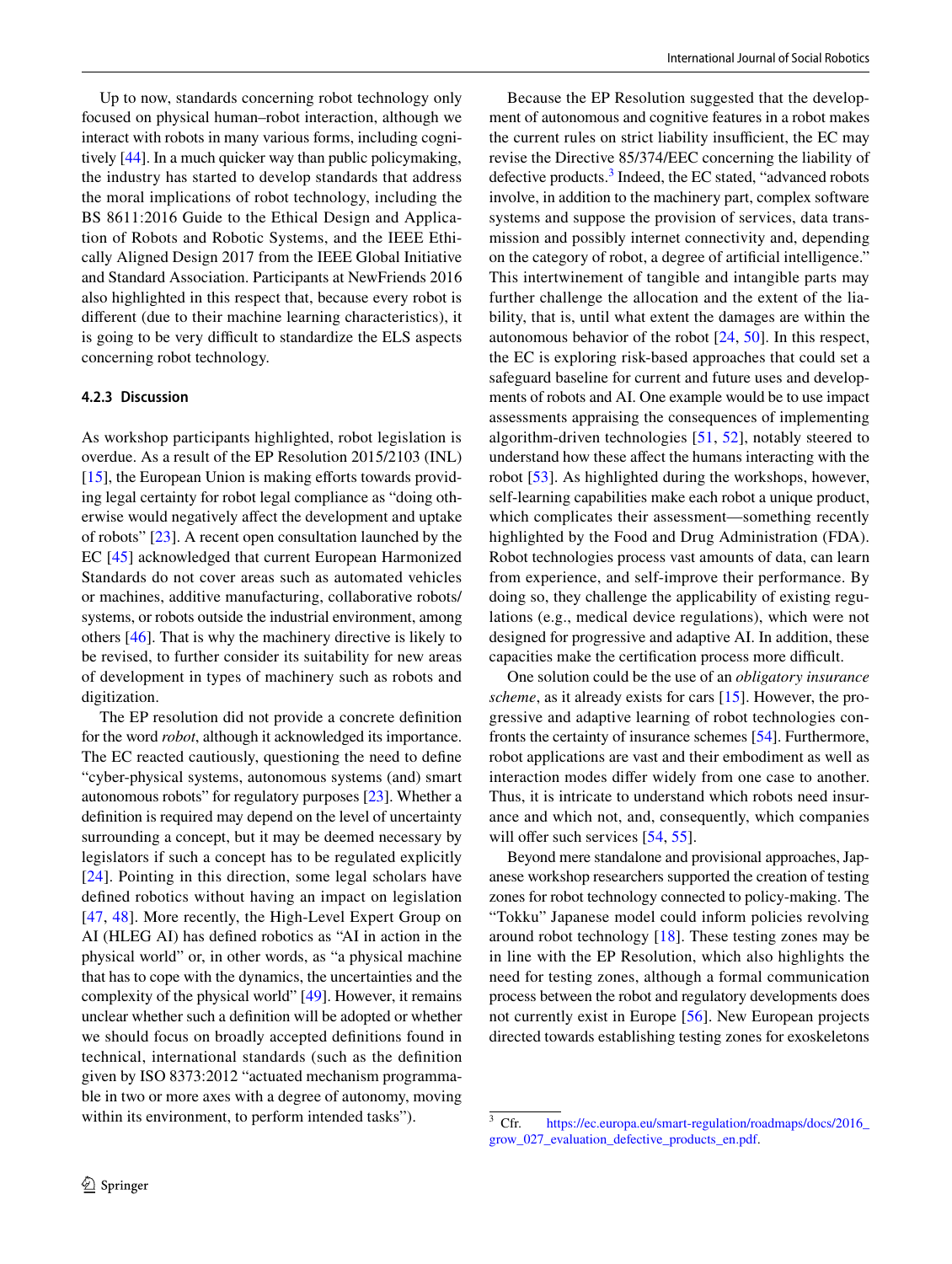Up to now, standards concerning robot technology only focused on physical human–robot interaction, although we interact with robots in many various forms, including cognitively [44]. In a much quicker way than public policymaking, the industry has started to develop standards that address the moral implications of robot technology, including the BS 8611:2016 Guide to the Ethical Design and Application of Robots and Robotic Systems, and the IEEE Ethically Aligned Design 2017 from the IEEE Global Initiative and Standard Association. Participants at NewFriends 2016 also highlighted in this respect that, because every robot is different (due to their machine learning characteristics), it is going to be very difficult to standardize the ELS aspects concerning robot technology.

#### 4.2.3 Discussion

As workshop participants highlighted, robot legislation is overdue. As a result of the EP Resolution 2015/2103 (INL) [15], the European Union is making efforts towards providing legal certainty for robot legal compliance as "doing otherwise would negatively affect the development and uptake of robots" [23]. A recent open consultation launched by the EC [45] acknowledged that current European Harmonized Standards do not cover areas such as automated vehicles or machines, additive manufacturing, collaborative robots/systems, or robots outside the industrial environment, among others [46]. That is why the machinery directive is likely to be revised, to further consider its suitability for new areas of development in types of machinery such as robots and digitization.

The EP resolution did not provide a concrete definition for the word *robot*, although it acknowledged its importance. The EC reacted cautiously, questioning the need to define "cyber-physical systems, autonomous systems (and) smart autonomous robots" for regulatory purposes [23]. Whether a definition is required may depend on the level of uncertainty surrounding a concept, but it may be deemed necessary by legislators if such a concept has to be regulated explicitly [24]. Pointing in this direction, some legal scholars have defined robotics without having an impact on legislation [47, 48]. More recently, the High-Level Expert Group on AI (HLEG AI) has defined robotics as "AI in action in the physical world" or, in other words, as "a physical machine that has to cope with the dynamics, the uncertainties and the complexity of the physical world" [49]. However, it remains unclear whether such a definition will be adopted or whether we should focus on broadly accepted definitions found in technical, international standards (such as the definition given by ISO 8373:2012 "actuated mechanism programmable in two or more axes with a degree of autonomy, moving within its environment, to perform intended tasks").

Because the EP Resolution suggested that the development of autonomous and cognitive features in a robot makes the current rules on strict liability insufficient, the EC may revise the Directive 85/374/EEC concerning the liability of defective products.[3] Indeed, the EC stated, "advanced robots involve, in addition to the machinery part, complex software systems and suppose the provision of services, data transmission and possibly internet connectivity and, depending on the category of robot, a degree of artificial intelligence." This intertwinement of tangible and intangible parts may further challenge the allocation and the extent of the liability, that is, until what extent the damages are within the autonomous behavior of the robot [24, 50]. In this respect, the EC is exploring risk-based approaches that could set a safeguard baseline for current and future uses and developments of robots and AI. One example would be to use impact assessments appraising the consequences of implementing algorithm-driven technologies [51, 52], notably steered to understand how these affect the humans interacting with the robot [53]. As highlighted during the workshops, however, self-learning capabilities make each robot a unique product, which complicates their assessment—something recently highlighted by the Food and Drug Administration (FDA). Robot technologies process vast amounts of data, can learn from experience, and self-improve their performance. By doing so, they challenge the applicability of existing regulations (e.g., medical device regulations), which were not designed for progressive and adaptive AI. In addition, these capacities make the certification process more difficult.

One solution could be the use of an *obligatory insurance scheme*, as it already exists for cars [15]. However, the progressive and adaptive learning of robot technologies confronts the certainty of insurance schemes [54]. Furthermore, robot applications are vast and their embodiment as well as interaction modes differ widely from one case to another. Thus, it is intricate to understand which robots need insurance and which not, and, consequently, which companies will offer such services [54, 55].

Beyond mere standalone and provisional approaches, Japanese workshop researchers supported the creation of testing zones for robot technology connected to policy-making. The "Tokku" Japanese model could inform policies revolving around robot technology [18]. These testing zones may be in line with the EP Resolution, which also highlights the need for testing zones, although a formal communication process between the robot and regulatory developments does not currently exist in Europe [56]. New European projects directed towards establishing testing zones for exoskeletons

[3] Cfr. https://ec.europa.eu/smart-regulation/roadmaps/docs/2016_grow_027_evaluation_defective_products_en.pdf.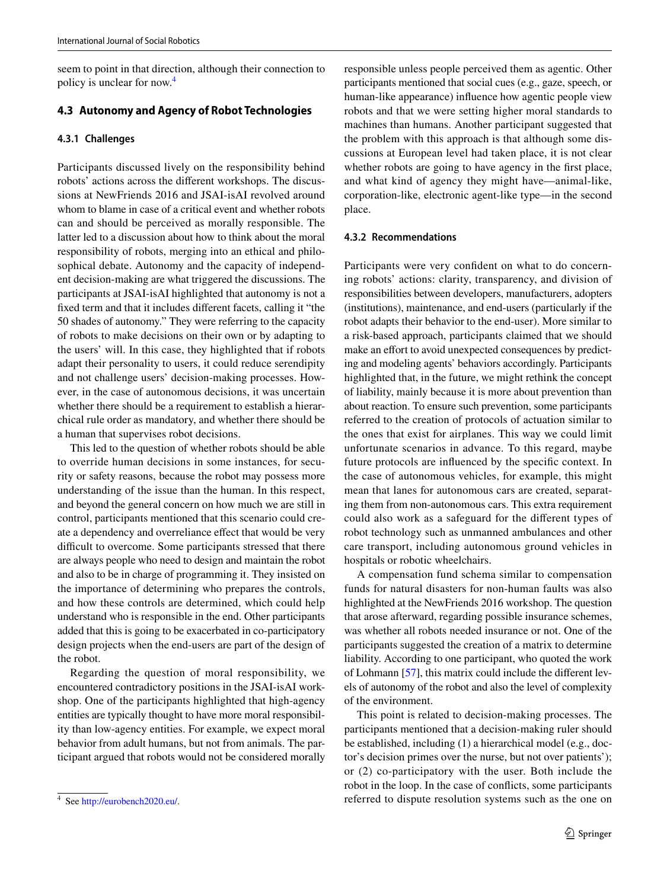seem to point in that direction, although their connection to policy is unclear for now.[4]

### 4.3 Autonomy and Agency of Robot Technologies

#### 4.3.1 Challenges

Participants discussed lively on the responsibility behind robots' actions across the different workshops. The discussions at NewFriends 2016 and JSAI-isAI revolved around whom to blame in case of a critical event and whether robots can and should be perceived as morally responsible. The latter led to a discussion about how to think about the moral responsibility of robots, merging into an ethical and philosophical debate. Autonomy and the capacity of independent decision-making are what triggered the discussions. The participants at JSAI-isAI highlighted that autonomy is not a fixed term and that it includes different facets, calling it "the 50 shades of autonomy." They were referring to the capacity of robots to make decisions on their own or by adapting to the users' will. In this case, they highlighted that if robots adapt their personality to users, it could reduce serendipity and not challenge users' decision-making processes. However, in the case of autonomous decisions, it was uncertain whether there should be a requirement to establish a hierarchical rule order as mandatory, and whether there should be a human that supervises robot decisions.

This led to the question of whether robots should be able to override human decisions in some instances, for security or safety reasons, because the robot may possess more understanding of the issue than the human. In this respect, and beyond the general concern on how much we are still in control, participants mentioned that this scenario could create a dependency and overreliance effect that would be very difficult to overcome. Some participants stressed that there are always people who need to design and maintain the robot and also to be in charge of programming it. They insisted on the importance of determining who prepares the controls, and how these controls are determined, which could help understand who is responsible in the end. Other participants added that this is going to be exacerbated in co-participatory design projects when the end-users are part of the design of the robot.

Regarding the question of moral responsibility, we encountered contradictory positions in the JSAI-isAI workshop. One of the participants highlighted that high-agency entities are typically thought to have more moral responsibility than low-agency entities. For example, we expect moral behavior from adult humans, but not from animals. The participant argued that robots would not be considered morally responsible unless people perceived them as agentic. Other participants mentioned that social cues (e.g., gaze, speech, or human-like appearance) influence how agentic people view robots and that we were setting higher moral standards to machines than humans. Another participant suggested that the problem with this approach is that although some discussions at European level had taken place, it is not clear whether robots are going to have agency in the first place, and what kind of agency they might have—animal-like, corporation-like, electronic agent-like type—in the second place.

#### 4.3.2 Recommendations

Participants were very confident on what to do concerning robots' actions: clarity, transparency, and division of responsibilities between developers, manufacturers, adopters (institutions), maintenance, and end-users (particularly if the robot adapts their behavior to the end-user). More similar to a risk-based approach, participants claimed that we should make an effort to avoid unexpected consequences by predicting and modeling agents' behaviors accordingly. Participants highlighted that, in the future, we might rethink the concept of liability, mainly because it is more about prevention than about reaction. To ensure such prevention, some participants referred to the creation of protocols of actuation similar to the ones that exist for airplanes. This way we could limit unfortunate scenarios in advance. To this regard, maybe future protocols are influenced by the specific context. In the case of autonomous vehicles, for example, this might mean that lanes for autonomous cars are created, separating them from non-autonomous cars. This extra requirement could also work as a safeguard for the different types of robot technology such as unmanned ambulances and other care transport, including autonomous ground vehicles in hospitals or robotic wheelchairs.

A compensation fund schema similar to compensation funds for natural disasters for non-human faults was also highlighted at the NewFriends 2016 workshop. The question that arose afterward, regarding possible insurance schemes, was whether all robots needed insurance or not. One of the participants suggested the creation of a matrix to determine liability. According to one participant, who quoted the work of Lohmann [57], this matrix could include the different levels of autonomy of the robot and also the level of complexity of the environment.

This point is related to decision-making processes. The participants mentioned that a decision-making ruler should be established, including (1) a hierarchical model (e.g., doctor's decision primes over the nurse, but not over patients'); or (2) co-participatory with the user. Both include the robot in the loop. In the case of conflicts, some participants referred to dispute resolution systems such as the one on

[4] See http://eurobench2020.eu/.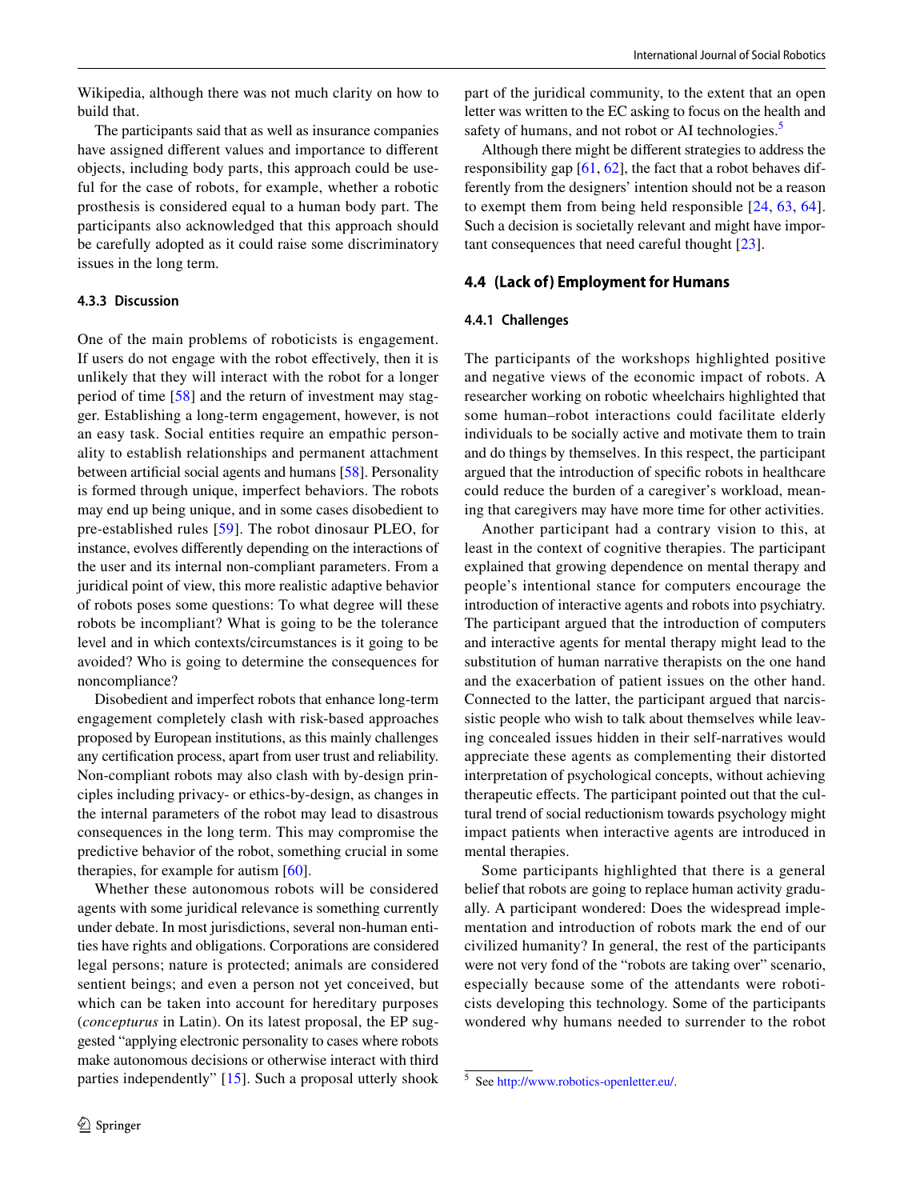Wikipedia, although there was not much clarity on how to build that.

The participants said that as well as insurance companies have assigned different values and importance to different objects, including body parts, this approach could be useful for the case of robots, for example, whether a robotic prosthesis is considered equal to a human body part. The participants also acknowledged that this approach should be carefully adopted as it could raise some discriminatory issues in the long term.

#### 4.3.3 Discussion

One of the main problems of roboticists is engagement. If users do not engage with the robot effectively, then it is unlikely that they will interact with the robot for a longer period of time [58] and the return of investment may stagger. Establishing a long-term engagement, however, is not an easy task. Social entities require an empathic personality to establish relationships and permanent attachment between artificial social agents and humans [58]. Personality is formed through unique, imperfect behaviors. The robots may end up being unique, and in some cases disobedient to pre-established rules [59]. The robot dinosaur PLEO, for instance, evolves differently depending on the interactions of the user and its internal non-compliant parameters. From a juridical point of view, this more realistic adaptive behavior of robots poses some questions: To what degree will these robots be incompliant? What is going to be the tolerance level and in which contexts/circumstances is it going to be avoided? Who is going to determine the consequences for noncompliance?

Disobedient and imperfect robots that enhance long-term engagement completely clash with risk-based approaches proposed by European institutions, as this mainly challenges any certification process, apart from user trust and reliability. Non-compliant robots may also clash with by-design principles including privacy- or ethics-by-design, as changes in the internal parameters of the robot may lead to disastrous consequences in the long term. This may compromise the predictive behavior of the robot, something crucial in some therapies, for example for autism [60].

Whether these autonomous robots will be considered agents with some juridical relevance is something currently under debate. In most jurisdictions, several non-human entities have rights and obligations. Corporations are considered legal persons; nature is protected; animals are considered sentient beings; and even a person not yet conceived, but which can be taken into account for hereditary purposes (*concepturus* in Latin). On its latest proposal, the EP suggested "applying electronic personality to cases where robots make autonomous decisions or otherwise interact with third parties independently" [15]. Such a proposal utterly shook part of the juridical community, to the extent that an open letter was written to the EC asking to focus on the health and safety of humans, and not robot or AI technologies.[5]

Although there might be different strategies to address the responsibility gap [61, 62], the fact that a robot behaves differently from the designers' intention should not be a reason to exempt them from being held responsible [24, 63, 64]. Such a decision is societally relevant and might have important consequences that need careful thought [23].

### 4.4 (Lack of) Employment for Humans

#### 4.4.1 Challenges

The participants of the workshops highlighted positive and negative views of the economic impact of robots. A researcher working on robotic wheelchairs highlighted that some human–robot interactions could facilitate elderly individuals to be socially active and motivate them to train and do things by themselves. In this respect, the participant argued that the introduction of specific robots in healthcare could reduce the burden of a caregiver's workload, meaning that caregivers may have more time for other activities.

Another participant had a contrary vision to this, at least in the context of cognitive therapies. The participant explained that growing dependence on mental therapy and people's intentional stance for computers encourage the introduction of interactive agents and robots into psychiatry. The participant argued that the introduction of computers and interactive agents for mental therapy might lead to the substitution of human narrative therapists on the one hand and the exacerbation of patient issues on the other hand. Connected to the latter, the participant argued that narcissistic people who wish to talk about themselves while leaving concealed issues hidden in their self-narratives would appreciate these agents as complementing their distorted interpretation of psychological concepts, without achieving therapeutic effects. The participant pointed out that the cultural trend of social reductionism towards psychology might impact patients when interactive agents are introduced in mental therapies.

Some participants highlighted that there is a general belief that robots are going to replace human activity gradually. A participant wondered: Does the widespread implementation and introduction of robots mark the end of our civilized humanity? In general, the rest of the participants were not very fond of the "robots are taking over" scenario, especially because some of the attendants were roboticists developing this technology. Some of the participants wondered why humans needed to surrender to the robot

[5] See http://www.robotics-openletter.eu/.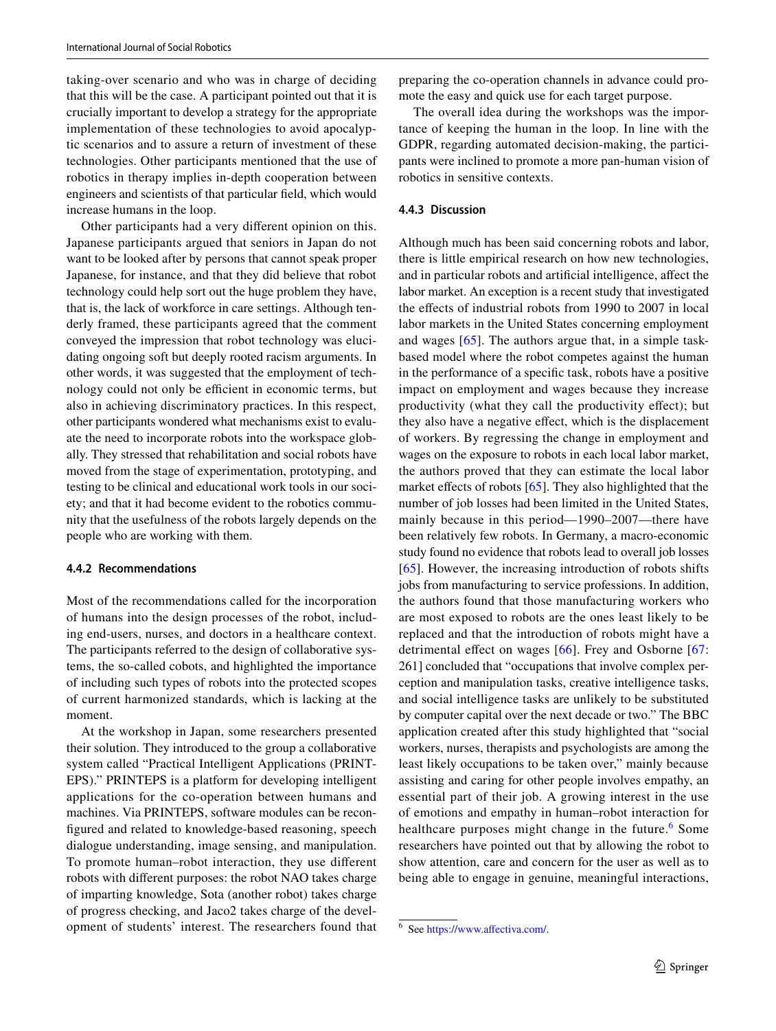taking-over scenario and who was in charge of deciding that this will be the case. A participant pointed out that it is crucially important to develop a strategy for the appropriate implementation of these technologies to avoid apocalyptic scenarios and to assure a return of investment of these technologies. Other participants mentioned that the use of robotics in therapy implies in-depth cooperation between engineers and scientists of that particular field, which would increase humans in the loop.

Other participants had a very different opinion on this. Japanese participants argued that seniors in Japan do not want to be looked after by persons that cannot speak proper Japanese, for instance, and that they did believe that robot technology could help sort out the huge problem they have, that is, the lack of workforce in care settings. Although tenderly framed, these participants agreed that the comment conveyed the impression that robot technology was elucidating ongoing soft but deeply rooted racism arguments. In other words, it was suggested that the employment of technology could not only be efficient in economic terms, but also in achieving discriminatory practices. In this respect, other participants wondered what mechanisms exist to evaluate the need to incorporate robots into the workspace globally. They stressed that rehabilitation and social robots have moved from the stage of experimentation, prototyping, and testing to be clinical and educational work tools in our society; and that it had become evident to the robotics community that the usefulness of the robots largely depends on the people who are working with them.

#### 4.4.2 Recommendations

Most of the recommendations called for the incorporation of humans into the design processes of the robot, including end-users, nurses, and doctors in a healthcare context. The participants referred to the design of collaborative systems, the so-called cobots, and highlighted the importance of including such types of robots into the protected scopes of current harmonized standards, which is lacking at the moment.

At the workshop in Japan, some researchers presented their solution. They introduced to the group a collaborative system called "Practical Intelligent Applications (PRINTEPS)." PRINTEPS is a platform for developing intelligent applications for the co-operation between humans and machines. Via PRINTEPS, software modules can be reconfigured and related to knowledge-based reasoning, speech dialogue understanding, image sensing, and manipulation. To promote human–robot interaction, they use different robots with different purposes: the robot NAO takes charge of imparting knowledge, Sota (another robot) takes charge of progress checking, and Jaco2 takes charge of the development of students' interest. The researchers found that preparing the co-operation channels in advance could promote the easy and quick use for each target purpose.

The overall idea during the workshops was the importance of keeping the human in the loop. In line with the GDPR, regarding automated decision-making, the participants were inclined to promote a more pan-human vision of robotics in sensitive contexts.

#### 4.4.3 Discussion

Although much has been said concerning robots and labor, there is little empirical research on how new technologies, and in particular robots and artificial intelligence, affect the labor market. An exception is a recent study that investigated the effects of industrial robots from 1990 to 2007 in local labor markets in the United States concerning employment and wages [65]. The authors argue that, in a simple task-based model where the robot competes against the human in the performance of a specific task, robots have a positive impact on employment and wages because they increase productivity (what they call the productivity effect); but they also have a negative effect, which is the displacement of workers. By regressing the change in employment and wages on the exposure to robots in each local labor market, the authors proved that they can estimate the local labor market effects of robots [65]. They also highlighted that the number of job losses had been limited in the United States, mainly because in this period—1990–2007—there have been relatively few robots. In Germany, a macro-economic study found no evidence that robots lead to overall job losses [65]. However, the increasing introduction of robots shifts jobs from manufacturing to service professions. In addition, the authors found that those manufacturing workers who are most exposed to robots are the ones least likely to be replaced and that the introduction of robots might have a detrimental effect on wages [66]. Frey and Osborne [67: 261] concluded that "occupations that involve complex perception and manipulation tasks, creative intelligence tasks, and social intelligence tasks are unlikely to be substituted by computer capital over the next decade or two." The BBC application created after this study highlighted that "social workers, nurses, therapists and psychologists are among the least likely occupations to be taken over," mainly because assisting and caring for other people involves empathy, an essential part of their job. A growing interest in the use of emotions and empathy in human–robot interaction for healthcare purposes might change in the future.[6] Some researchers have pointed out that by allowing the robot to show attention, care and concern for the user as well as to being able to engage in genuine, meaningful interactions,

[6] See https://www.affectiva.com/.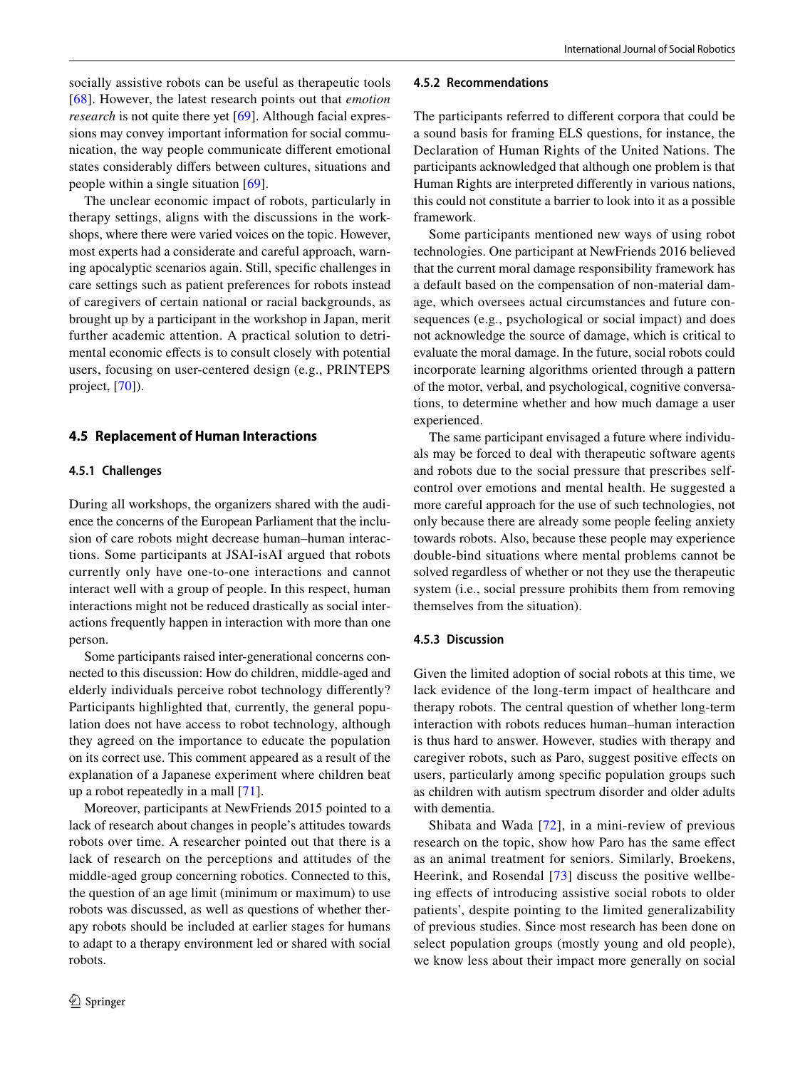socially assistive robots can be useful as therapeutic tools [68]. However, the latest research points out that *emotion research* is not quite there yet [69]. Although facial expressions may convey important information for social communication, the way people communicate different emotional states considerably differs between cultures, situations and people within a single situation [69].

The unclear economic impact of robots, particularly in therapy settings, aligns with the discussions in the workshops, where there were varied voices on the topic. However, most experts had a considerate and careful approach, warning apocalyptic scenarios again. Still, specific challenges in care settings such as patient preferences for robots instead of caregivers of certain national or racial backgrounds, as brought up by a participant in the workshop in Japan, merit further academic attention. A practical solution to detrimental economic effects is to consult closely with potential users, focusing on user-centered design (e.g., PRINTEPS project, [70]).

### 4.5 Replacement of Human Interactions

#### 4.5.1 Challenges

During all workshops, the organizers shared with the audience the concerns of the European Parliament that the inclusion of care robots might decrease human–human interactions. Some participants at JSAI-isAI argued that robots currently only have one-to-one interactions and cannot interact well with a group of people. In this respect, human interactions might not be reduced drastically as social interactions frequently happen in interaction with more than one person.

Some participants raised inter-generational concerns connected to this discussion: How do children, middle-aged and elderly individuals perceive robot technology differently? Participants highlighted that, currently, the general population does not have access to robot technology, although they agreed on the importance to educate the population on its correct use. This comment appeared as a result of the explanation of a Japanese experiment where children beat up a robot repeatedly in a mall [71].

Moreover, participants at NewFriends 2015 pointed to a lack of research about changes in people's attitudes towards robots over time. A researcher pointed out that there is a lack of research on the perceptions and attitudes of the middle-aged group concerning robotics. Connected to this, the question of an age limit (minimum or maximum) to use robots was discussed, as well as questions of whether therapy robots should be included at earlier stages for humans to adapt to a therapy environment led or shared with social robots.

#### 4.5.2 Recommendations

The participants referred to different corpora that could be a sound basis for framing ELS questions, for instance, the Declaration of Human Rights of the United Nations. The participants acknowledged that although one problem is that Human Rights are interpreted differently in various nations, this could not constitute a barrier to look into it as a possible framework.

Some participants mentioned new ways of using robot technologies. One participant at NewFriends 2016 believed that the current moral damage responsibility framework has a default based on the compensation of non-material damage, which oversees actual circumstances and future consequences (e.g., psychological or social impact) and does not acknowledge the source of damage, which is critical to evaluate the moral damage. In the future, social robots could incorporate learning algorithms oriented through a pattern of the motor, verbal, and psychological, cognitive conversations, to determine whether and how much damage a user experienced.

The same participant envisaged a future where individuals may be forced to deal with therapeutic software agents and robots due to the social pressure that prescribes self-control over emotions and mental health. He suggested a more careful approach for the use of such technologies, not only because there are already some people feeling anxiety towards robots. Also, because these people may experience double-bind situations where mental problems cannot be solved regardless of whether or not they use the therapeutic system (i.e., social pressure prohibits them from removing themselves from the situation).

#### 4.5.3 Discussion

Given the limited adoption of social robots at this time, we lack evidence of the long-term impact of healthcare and therapy robots. The central question of whether long-term interaction with robots reduces human–human interaction is thus hard to answer. However, studies with therapy and caregiver robots, such as Paro, suggest positive effects on users, particularly among specific population groups such as children with autism spectrum disorder and older adults with dementia.

Shibata and Wada [72], in a mini-review of previous research on the topic, show how Paro has the same effect as an animal treatment for seniors. Similarly, Broekens, Heerink, and Rosendal [73] discuss the positive wellbeing effects of introducing assistive social robots to older patients', despite pointing to the limited generalizability of previous studies. Since most research has been done on select population groups (mostly young and old people), we know less about their impact more generally on social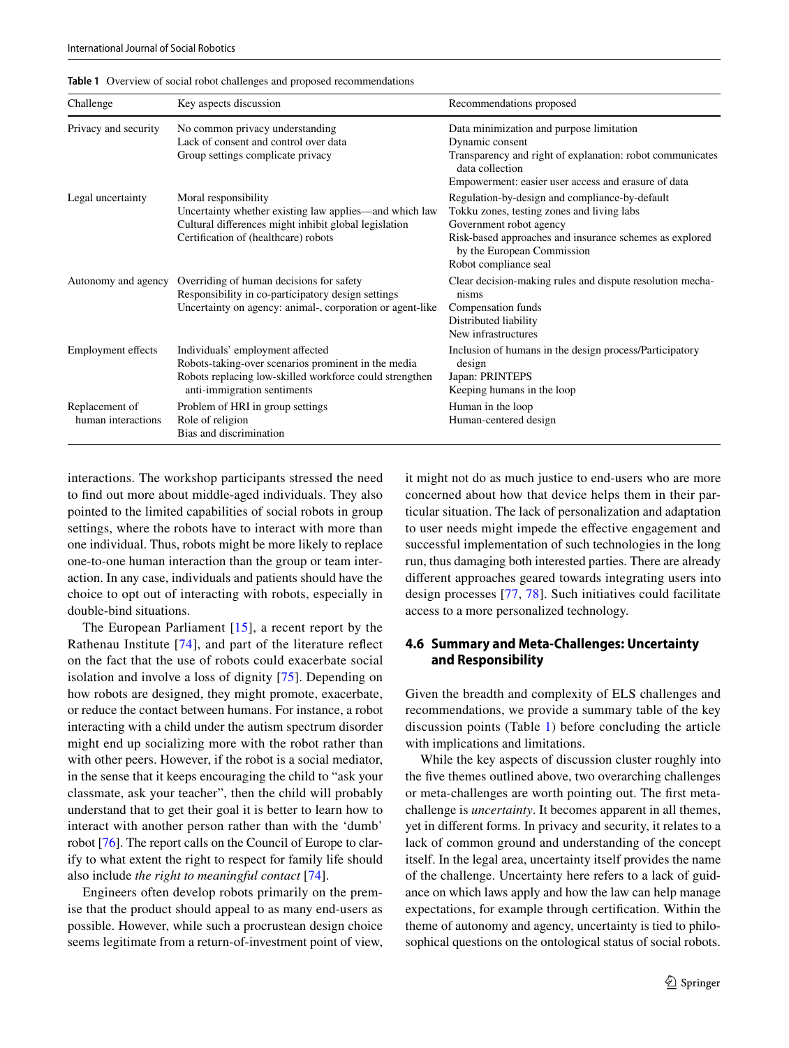**Table 1** Overview of social robot challenges and proposed recommendations

| Challenge | Key aspects discussion | Recommendations proposed |
|---|---|---|
| Privacy and security | No common privacy understanding<br>Lack of consent and control over data<br>Group settings complicate privacy | Data minimization and purpose limitation<br>Dynamic consent<br>Transparency and right of explanation: robot communicates data collection<br>Empowerment: easier user access and erasure of data |
| Legal uncertainty | Moral responsibility<br>Uncertainty whether existing law applies—and which law<br>Cultural differences might inhibit global legislation<br>Certification of (healthcare) robots | Regulation-by-design and compliance-by-default<br>Tokku zones, testing zones and living labs<br>Government robot agency<br>Risk-based approaches and insurance schemes as explored by the European Commission<br>Robot compliance seal |
| Autonomy and agency | Overriding of human decisions for safety<br>Responsibility in co-participatory design settings<br>Uncertainty on agency: animal-, corporation or agent-like | Clear decision-making rules and dispute resolution mechanisms<br>Compensation funds<br>Distributed liability<br>New infrastructures |
| Employment effects | Individuals' employment affected<br>Robots-taking-over scenarios prominent in the media<br>Robots replacing low-skilled workforce could strengthen anti-immigration sentiments | Inclusion of humans in the design process/Participatory design<br>Japan: PRINTEPS<br>Keeping humans in the loop |
| Replacement of human interactions | Problem of HRI in group settings<br>Role of religion<br>Bias and discrimination | Human in the loop<br>Human-centered design |

interactions. The workshop participants stressed the need to find out more about middle-aged individuals. They also pointed to the limited capabilities of social robots in group settings, where the robots have to interact with more than one individual. Thus, robots might be more likely to replace one-to-one human interaction than the group or team interaction. In any case, individuals and patients should have the choice to opt out of interacting with robots, especially in double-bind situations.

The European Parliament [15], a recent report by the Rathenau Institute [74], and part of the literature reflect on the fact that the use of robots could exacerbate social isolation and involve a loss of dignity [75]. Depending on how robots are designed, they might promote, exacerbate, or reduce the contact between humans. For instance, a robot interacting with a child under the autism spectrum disorder might end up socializing more with the robot rather than with other peers. However, if the robot is a social mediator, in the sense that it keeps encouraging the child to "ask your classmate, ask your teacher", then the child will probably understand that to get their goal it is better to learn how to interact with another person rather than with the 'dumb' robot [76]. The report calls on the Council of Europe to clarify to what extent the right to respect for family life should also include *the right to meaningful contact* [74].

Engineers often develop robots primarily on the premise that the product should appeal to as many end-users as possible. However, while such a procrustean design choice seems legitimate from a return-of-investment point of view, it might not do as much justice to end-users who are more concerned about how that device helps them in their particular situation. The lack of personalization and adaptation to user needs might impede the effective engagement and successful implementation of such technologies in the long run, thus damaging both interested parties. There are already different approaches geared towards integrating users into design processes [77, 78]. Such initiatives could facilitate access to a more personalized technology.

### 4.6 Summary and Meta-Challenges: Uncertainty and Responsibility

Given the breadth and complexity of ELS challenges and recommendations, we provide a summary table of the key discussion points (Table 1) before concluding the article with implications and limitations.

While the key aspects of discussion cluster roughly into the five themes outlined above, two overarching challenges or meta-challenges are worth pointing out. The first meta-challenge is *uncertainty*. It becomes apparent in all themes, yet in different forms. In privacy and security, it relates to a lack of common ground and understanding of the concept itself. In the legal area, uncertainty itself provides the name of the challenge. Uncertainty here refers to a lack of guidance on which laws apply and how the law can help manage expectations, for example through certification. Within the theme of autonomy and agency, uncertainty is tied to philosophical questions on the ontological status of social robots.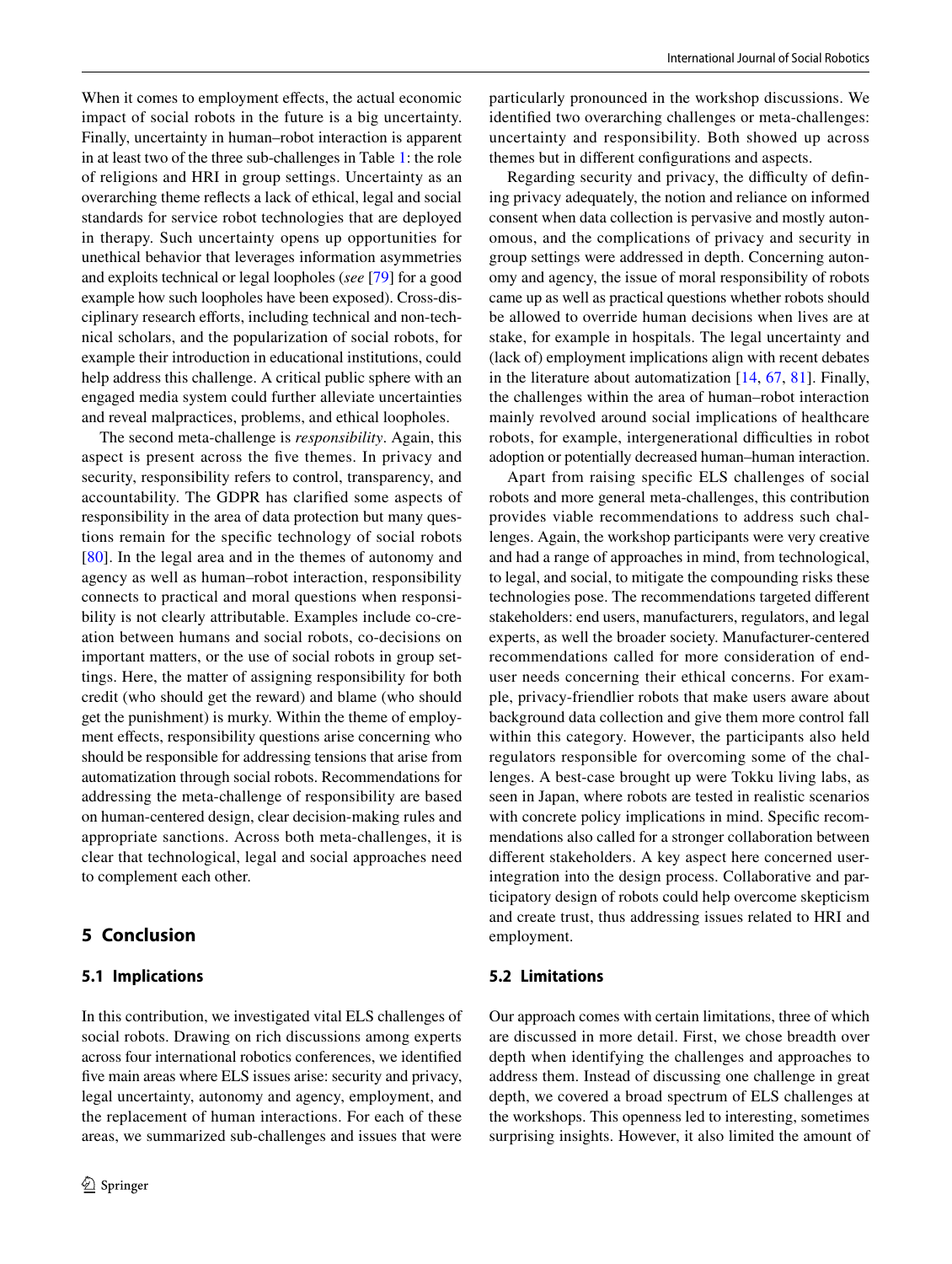When it comes to employment effects, the actual economic impact of social robots in the future is a big uncertainty. Finally, uncertainty in human–robot interaction is apparent in at least two of the three sub-challenges in Table 1: the role of religions and HRI in group settings. Uncertainty as an overarching theme reflects a lack of ethical, legal and social standards for service robot technologies that are deployed in therapy. Such uncertainty opens up opportunities for unethical behavior that leverages information asymmetries and exploits technical or legal loopholes (*see* [79] for a good example how such loopholes have been exposed). Cross-disciplinary research efforts, including technical and non-technical scholars, and the popularization of social robots, for example their introduction in educational institutions, could help address this challenge. A critical public sphere with an engaged media system could further alleviate uncertainties and reveal malpractices, problems, and ethical loopholes.

The second meta-challenge is *responsibility*. Again, this aspect is present across the five themes. In privacy and security, responsibility refers to control, transparency, and accountability. The GDPR has clarified some aspects of responsibility in the area of data protection but many questions remain for the specific technology of social robots [80]. In the legal area and in the themes of autonomy and agency as well as human–robot interaction, responsibility connects to practical and moral questions when responsibility is not clearly attributable. Examples include co-creation between humans and social robots, co-decisions on important matters, or the use of social robots in group settings. Here, the matter of assigning responsibility for both credit (who should get the reward) and blame (who should get the punishment) is murky. Within the theme of employment effects, responsibility questions arise concerning who should be responsible for addressing tensions that arise from automatization through social robots. Recommendations for addressing the meta-challenge of responsibility are based on human-centered design, clear decision-making rules and appropriate sanctions. Across both meta-challenges, it is clear that technological, legal and social approaches need to complement each other.

## 5 Conclusion

### 5.1 Implications

In this contribution, we investigated vital ELS challenges of social robots. Drawing on rich discussions among experts across four international robotics conferences, we identified five main areas where ELS issues arise: security and privacy, legal uncertainty, autonomy and agency, employment, and the replacement of human interactions. For each of these areas, we summarized sub-challenges and issues that were particularly pronounced in the workshop discussions. We identified two overarching challenges or meta-challenges: uncertainty and responsibility. Both showed up across themes but in different configurations and aspects.

Regarding security and privacy, the difficulty of defining privacy adequately, the notion and reliance on informed consent when data collection is pervasive and mostly autonomous, and the complications of privacy and security in group settings were addressed in depth. Concerning autonomy and agency, the issue of moral responsibility of robots came up as well as practical questions whether robots should be allowed to override human decisions when lives are at stake, for example in hospitals. The legal uncertainty and (lack of) employment implications align with recent debates in the literature about automatization [14, 67, 81]. Finally, the challenges within the area of human–robot interaction mainly revolved around social implications of healthcare robots, for example, intergenerational difficulties in robot adoption or potentially decreased human–human interaction.

Apart from raising specific ELS challenges of social robots and more general meta-challenges, this contribution provides viable recommendations to address such challenges. Again, the workshop participants were very creative and had a range of approaches in mind, from technological, to legal, and social, to mitigate the compounding risks these technologies pose. The recommendations targeted different stakeholders: end users, manufacturers, regulators, and legal experts, as well the broader society. Manufacturer-centered recommendations called for more consideration of end-user needs concerning their ethical concerns. For example, privacy-friendlier robots that make users aware about background data collection and give them more control fall within this category. However, the participants also held regulators responsible for overcoming some of the challenges. A best-case brought up were Tokku living labs, as seen in Japan, where robots are tested in realistic scenarios with concrete policy implications in mind. Specific recommendations also called for a stronger collaboration between different stakeholders. A key aspect here concerned user-integration into the design process. Collaborative and participatory design of robots could help overcome skepticism and create trust, thus addressing issues related to HRI and employment.

### 5.2 Limitations

Our approach comes with certain limitations, three of which are discussed in more detail. First, we chose breadth over depth when identifying the challenges and approaches to address them. Instead of discussing one challenge in great depth, we covered a broad spectrum of ELS challenges at the workshops. This openness led to interesting, sometimes surprising insights. However, it also limited the amount of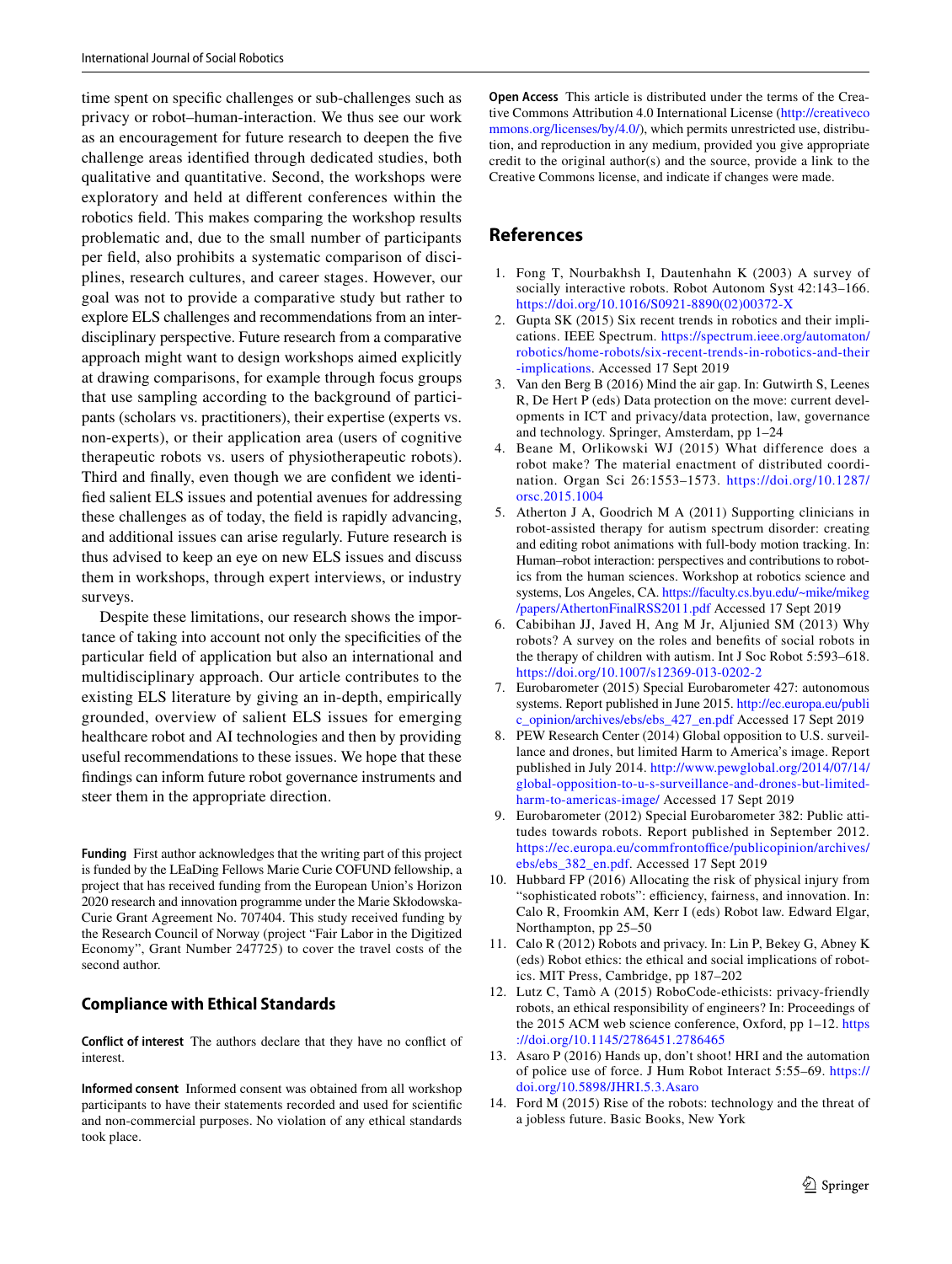time spent on specific challenges or sub-challenges such as privacy or robot–human-interaction. We thus see our work as an encouragement for future research to deepen the five challenge areas identified through dedicated studies, both qualitative and quantitative. Second, the workshops were exploratory and held at different conferences within the robotics field. This makes comparing the workshop results problematic and, due to the small number of participants per field, also prohibits a systematic comparison of disciplines, research cultures, and career stages. However, our goal was not to provide a comparative study but rather to explore ELS challenges and recommendations from an interdisciplinary perspective. Future research from a comparative approach might want to design workshops aimed explicitly at drawing comparisons, for example through focus groups that use sampling according to the background of participants (scholars vs. practitioners), their expertise (experts vs. non-experts), or their application area (users of cognitive therapeutic robots vs. users of physiotherapeutic robots). Third and finally, even though we are confident we identified salient ELS issues and potential avenues for addressing these challenges as of today, the field is rapidly advancing, and additional issues can arise regularly. Future research is thus advised to keep an eye on new ELS issues and discuss them in workshops, through expert interviews, or industry surveys.

Despite these limitations, our research shows the importance of taking into account not only the specificities of the particular field of application but also an international and multidisciplinary approach. Our article contributes to the existing ELS literature by giving an in-depth, empirically grounded, overview of salient ELS issues for emerging healthcare robot and AI technologies and then by providing useful recommendations to these issues. We hope that these findings can inform future robot governance instruments and steer them in the appropriate direction.

**Funding** First author acknowledges that the writing part of this project is funded by the LEaDing Fellows Marie Curie COFUND fellowship, a project that has received funding from the European Union's Horizon 2020 research and innovation programme under the Marie Skłodowska-Curie Grant Agreement No. 707404. This study received funding by the Research Council of Norway (project "Fair Labor in the Digitized Economy", Grant Number 247725) to cover the travel costs of the second author.

## Compliance with Ethical Standards

**Conflict of interest** The authors declare that they have no conflict of interest.

**Informed consent** Informed consent was obtained from all workshop participants to have their statements recorded and used for scientific and non-commercial purposes. No violation of any ethical standards took place.

**Open Access** This article is distributed under the terms of the Creative Commons Attribution 4.0 International License (http://creativecommons.org/licenses/by/4.0/), which permits unrestricted use, distribution, and reproduction in any medium, provided you give appropriate credit to the original author(s) and the source, provide a link to the Creative Commons license, and indicate if changes were made.

## References

1. Fong T, Nourbakhsh I, Dautenhahn K (2003) A survey of socially interactive robots. Robot Autonom Syst 42:143–166. https://doi.org/10.1016/S0921-8890(02)00372-X
2. Gupta SK (2015) Six recent trends in robotics and their implications. IEEE Spectrum. https://spectrum.ieee.org/automaton/robotics/home-robots/six-recent-trends-in-robotics-and-their-implications. Accessed 17 Sept 2019
3. Van den Berg B (2016) Mind the air gap. In: Gutwirth S, Leenes R, De Hert P (eds) Data protection on the move: current developments in ICT and privacy/data protection, law, governance and technology. Springer, Amsterdam, pp 1–24
4. Beane M, Orlikowski WJ (2015) What difference does a robot make? The material enactment of distributed coordination. Organ Sci 26:1553–1573. https://doi.org/10.1287/orsc.2015.1004
5. Atherton J A, Goodrich M A (2011) Supporting clinicians in robot-assisted therapy for autism spectrum disorder: creating and editing robot animations with full-body motion tracking. In: Human–robot interaction: perspectives and contributions to robotics from the human sciences. Workshop at robotics science and systems, Los Angeles, CA. https://faculty.cs.byu.edu/~mike/mikeg/papers/AthertonFinalRSS2011.pdf Accessed 17 Sept 2019
6. Cabibihan JJ, Javed H, Ang M Jr, Aljunied SM (2013) Why robots? A survey on the roles and benefits of social robots in the therapy of children with autism. Int J Soc Robot 5:593–618. https://doi.org/10.1007/s12369-013-0202-2
7. Eurobarometer (2015) Special Eurobarometer 427: autonomous systems. Report published in June 2015. http://ec.europa.eu/public_opinion/archives/ebs/ebs_427_en.pdf Accessed 17 Sept 2019
8. PEW Research Center (2014) Global opposition to U.S. surveillance and drones, but limited Harm to America's image. Report published in July 2014. http://www.pewglobal.org/2014/07/14/global-opposition-to-u-s-surveillance-and-drones-but-limited-harm-to-americas-image/ Accessed 17 Sept 2019
9. Eurobarometer (2012) Special Eurobarometer 382: Public attitudes towards robots. Report published in September 2012. https://ec.europa.eu/commfrontoffice/publicopinion/archives/ebs/ebs_382_en.pdf. Accessed 17 Sept 2019
10. Hubbard FP (2016) Allocating the risk of physical injury from "sophisticated robots": efficiency, fairness, and innovation. In: Calo R, Froomkin AM, Kerr I (eds) Robot law. Edward Elgar, Northampton, pp 25–50
11. Calo R (2012) Robots and privacy. In: Lin P, Bekey G, Abney K (eds) Robot ethics: the ethical and social implications of robotics. MIT Press, Cambridge, pp 187–202
12. Lutz C, Tamò A (2015) RoboCode-ethicists: privacy-friendly robots, an ethical responsibility of engineers? In: Proceedings of the 2015 ACM web science conference, Oxford, pp 1–12. https://doi.org/10.1145/2786451.2786465
13. Asaro P (2016) Hands up, don't shoot! HRI and the automation of police use of force. J Hum Robot Interact 5:55–69. https://doi.org/10.5898/JHRI.5.3.Asaro
14. Ford M (2015) Rise of the robots: technology and the threat of a jobless future. Basic Books, New York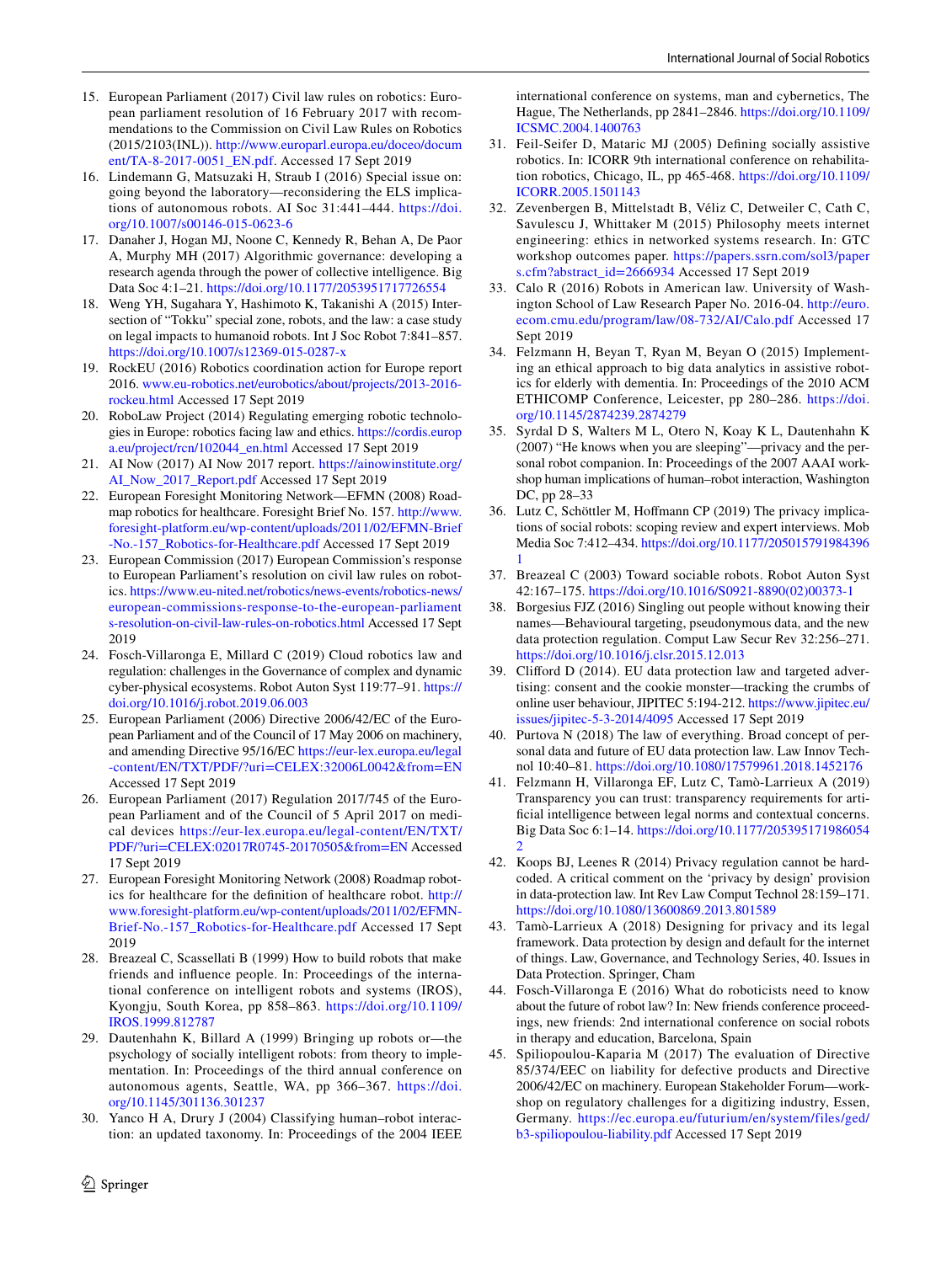15. European Parliament (2017) Civil law rules on robotics: European parliament resolution of 16 February 2017 with recommendations to the Commission on Civil Law Rules on Robotics (2015/2103(INL)). http://www.europarl.europa.eu/doceo/document/TA-8-2017-0051_EN.pdf. Accessed 17 Sept 2019
16. Lindemann G, Matsuzaki H, Straub I (2016) Special issue on: going beyond the laboratory—reconsidering the ELS implications of autonomous robots. AI Soc 31:441–444. https://doi.org/10.1007/s00146-015-0623-6
17. Danaher J, Hogan MJ, Noone C, Kennedy R, Behan A, De Paor A, Murphy MH (2017) Algorithmic governance: developing a research agenda through the power of collective intelligence. Big Data Soc 4:1–21. https://doi.org/10.1177/2053951717726554
18. Weng YH, Sugahara Y, Hashimoto K, Takanishi A (2015) Intersection of "Tokku" special zone, robots, and the law: a case study on legal impacts to humanoid robots. Int J Soc Robot 7:841–857. https://doi.org/10.1007/s12369-015-0287-x
19. RockEU (2016) Robotics coordination action for Europe report 2016. www.eu-robotics.net/eurobotics/about/projects/2013-2016-rockeu.html Accessed 17 Sept 2019
20. RoboLaw Project (2014) Regulating emerging robotic technologies in Europe: robotics facing law and ethics. https://cordis.europa.eu/project/rcn/102044_en.html Accessed 17 Sept 2019
21. AI Now (2017) AI Now 2017 report. https://ainowinstitute.org/AI_Now_2017_Report.pdf Accessed 17 Sept 2019
22. European Foresight Monitoring Network—EFMN (2008) Roadmap robotics for healthcare. Foresight Brief No. 157. http://www.foresight-platform.eu/wp-content/uploads/2011/02/EFMN-Brief-No.-157_Robotics-for-Healthcare.pdf Accessed 17 Sept 2019
23. European Commission (2017) European Commission's response to European Parliament's resolution on civil law rules on robotics. https://www.eu-nited.net/robotics/news-events/robotics-news/european-commissions-response-to-the-european-parliaments-resolution-on-civil-law-rules-on-robotics.html Accessed 17 Sept 2019
24. Fosch-Villaronga E, Millard C (2019) Cloud robotics law and regulation: challenges in the Governance of complex and dynamic cyber-physical ecosystems. Robot Auton Syst 119:77–91. https://doi.org/10.1016/j.robot.2019.06.003
25. European Parliament (2006) Directive 2006/42/EC of the European Parliament and of the Council of 17 May 2006 on machinery, and amending Directive 95/16/EC https://eur-lex.europa.eu/legal-content/EN/TXT/PDF/?uri=CELEX:32006L0042&from=EN Accessed 17 Sept 2019
26. European Parliament (2017) Regulation 2017/745 of the European Parliament and of the Council of 5 April 2017 on medical devices https://eur-lex.europa.eu/legal-content/EN/TXT/PDF/?uri=CELEX:02017R0745-20170505&from=EN Accessed 17 Sept 2019
27. European Foresight Monitoring Network (2008) Roadmap robotics for healthcare for the definition of healthcare robot. http://www.foresight-platform.eu/wp-content/uploads/2011/02/EFMN-Brief-No.-157_Robotics-for-Healthcare.pdf Accessed 17 Sept 2019
28. Breazeal C, Scassellati B (1999) How to build robots that make friends and influence people. In: Proceedings of the international conference on intelligent robots and systems (IROS), Kyongju, South Korea, pp 858–863. https://doi.org/10.1109/IROS.1999.812787
29. Dautenhahn K, Billard A (1999) Bringing up robots or—the psychology of socially intelligent robots: from theory to implementation. In: Proceedings of the third annual conference on autonomous agents, Seattle, WA, pp 366–367. https://doi.org/10.1145/301136.301237
30. Yanco H A, Drury J (2004) Classifying human–robot interaction: an updated taxonomy. In: Proceedings of the 2004 IEEE international conference on systems, man and cybernetics, The Hague, The Netherlands, pp 2841–2846. https://doi.org/10.1109/ICSMC.2004.1400763
31. Feil-Seifer D, Mataric MJ (2005) Defining socially assistive robotics. In: ICORR 9th international conference on rehabilitation robotics, Chicago, IL, pp 465-468. https://doi.org/10.1109/ICORR.2005.1501143
32. Zevenbergen B, Mittelstadt B, Véliz C, Detweiler C, Cath C, Savulescu J, Whittaker M (2015) Philosophy meets internet engineering: ethics in networked systems research. In: GTC workshop outcomes paper. https://papers.ssrn.com/sol3/papers.cfm?abstract_id=2666934 Accessed 17 Sept 2019
33. Calo R (2016) Robots in American law. University of Washington School of Law Research Paper No. 2016-04. http://euro.ecom.cmu.edu/program/law/08-732/AI/Calo.pdf Accessed 17 Sept 2019
34. Felzmann H, Beyan T, Ryan M, Beyan O (2015) Implementing an ethical approach to big data analytics in assistive robotics for elderly with dementia. In: Proceedings of the 2010 ACM ETHICOMP Conference, Leicester, pp 280–286. https://doi.org/10.1145/2874239.2874279
35. Syrdal D S, Walters M L, Otero N, Koay K L, Dautenhahn K (2007) "He knows when you are sleeping"—privacy and the personal robot companion. In: Proceedings of the 2007 AAAI workshop human implications of human–robot interaction, Washington DC, pp 28–33
36. Lutz C, Schöttler M, Hoffmann CP (2019) The privacy implications of social robots: scoping review and expert interviews. Mob Media Soc 7:412–434. https://doi.org/10.1177/2050157919843961
37. Breazeal C (2003) Toward sociable robots. Robot Auton Syst 42:167–175. https://doi.org/10.1016/S0921-8890(02)00373-1
38. Borgesius FJZ (2016) Singling out people without knowing their names—Behavioural targeting, pseudonymous data, and the new data protection regulation. Comput Law Secur Rev 32:256–271. https://doi.org/10.1016/j.clsr.2015.12.013
39. Clifford D (2014). EU data protection law and targeted advertising: consent and the cookie monster—tracking the crumbs of online user behaviour, JIPITEC 5:194-212. https://www.jipitec.eu/issues/jipitec-5-3-2014/4095 Accessed 17 Sept 2019
40. Purtova N (2018) The law of everything. Broad concept of personal data and future of EU data protection law. Law Innov Technol 10:40–81. https://doi.org/10.1080/17579961.2018.1452176
41. Felzmann H, Villaronga EF, Lutz C, Tamò-Larrieux A (2019) Transparency you can trust: transparency requirements for artificial intelligence between legal norms and contextual concerns. Big Data Soc 6:1–14. https://doi.org/10.1177/2053951719860542
42. Koops BJ, Leenes R (2014) Privacy regulation cannot be hardcoded. A critical comment on the 'privacy by design' provision in data-protection law. Int Rev Law Comput Technol 28:159–171. https://doi.org/10.1080/13600869.2013.801589
43. Tamò-Larrieux A (2018) Designing for privacy and its legal framework. Data protection by design and default for the internet of things. Law, Governance, and Technology Series, 40. Issues in Data Protection. Springer, Cham
44. Fosch-Villaronga E (2016) What do roboticists need to know about the future of robot law? In: New friends conference proceedings, new friends: 2nd international conference on social robots in therapy and education, Barcelona, Spain
45. Spiliopoulou-Kaparia M (2017) The evaluation of Directive 85/374/EEC on liability for defective products and Directive 2006/42/EC on machinery. European Stakeholder Forum—workshop on regulatory challenges for a digitizing industry, Essen, Germany. https://ec.europa.eu/futurium/en/system/files/ged/b3-spiliopoulou-liability.pdf Accessed 17 Sept 2019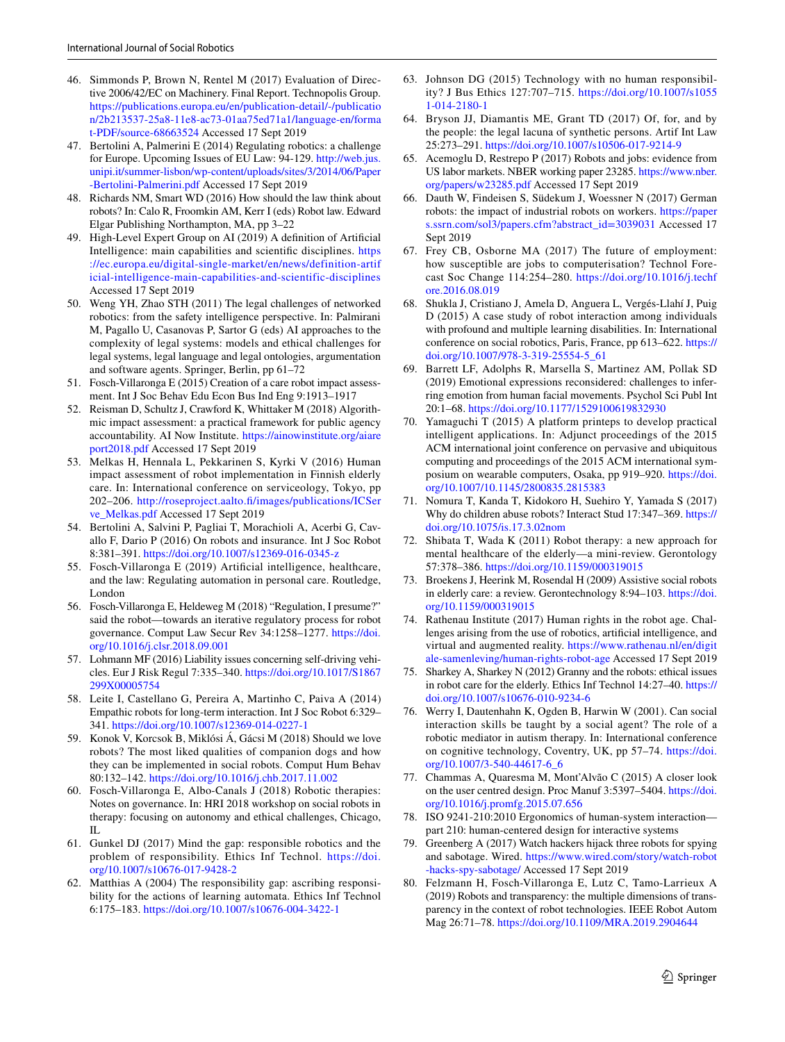46. Simmonds P, Brown N, Rentel M (2017) Evaluation of Directive 2006/42/EC on Machinery. Final Report. Technopolis Group. https://publications.europa.eu/en/publication-detail/-/publication/2b213537-25a8-11e8-ac73-01aa75ed71a1/language-en/format-PDF/source-68663524 Accessed 17 Sept 2019
47. Bertolini A, Palmerini E (2014) Regulating robotics: a challenge for Europe. Upcoming Issues of EU Law: 94-129. http://web.jus.unipi.it/summer-lisbon/wp-content/uploads/sites/3/2014/06/Paper-Bertolini-Palmerini.pdf Accessed 17 Sept 2019
48. Richards NM, Smart WD (2016) How should the law think about robots? In: Calo R, Froomkin AM, Kerr I (eds) Robot law. Edward Elgar Publishing Northampton, MA, pp 3–22
49. High-Level Expert Group on AI (2019) A definition of Artificial Intelligence: main capabilities and scientific disciplines. https://ec.europa.eu/digital-single-market/en/news/definition-artificial-intelligence-main-capabilities-and-scientific-disciplines Accessed 17 Sept 2019
50. Weng YH, Zhao STH (2011) The legal challenges of networked robotics: from the safety intelligence perspective. In: Palmirani M, Pagallo U, Casanovas P, Sartor G (eds) AI approaches to the complexity of legal systems: models and ethical challenges for legal systems, legal language and legal ontologies, argumentation and software agents. Springer, Berlin, pp 61–72
51. Fosch-Villaronga E (2015) Creation of a care robot impact assessment. Int J Soc Behav Edu Econ Bus Ind Eng 9:1913–1917
52. Reisman D, Schultz J, Crawford K, Whittaker M (2018) Algorithmic impact assessment: a practical framework for public agency accountability. AI Now Institute. https://ainowinstitute.org/aiareport2018.pdf Accessed 17 Sept 2019
53. Melkas H, Hennala L, Pekkarinen S, Kyrki V (2016) Human impact assessment of robot implementation in Finnish elderly care. In: International conference on serviceology, Tokyo, pp 202–206. http://roseproject.aalto.fi/images/publications/ICServe_Melkas.pdf Accessed 17 Sept 2019
54. Bertolini A, Salvini P, Pagliai T, Morachioli A, Acerbi G, Cavallo F, Dario P (2016) On robots and insurance. Int J Soc Robot 8:381–391. https://doi.org/10.1007/s12369-016-0345-z
55. Fosch-Villaronga E (2019) Artificial intelligence, healthcare, and the law: Regulating automation in personal care. Routledge, London
56. Fosch-Villaronga E, Heldeweg M (2018) "Regulation, I presume?" said the robot—towards an iterative regulatory process for robot governance. Comput Law Secur Rev 34:1258–1277. https://doi.org/10.1016/j.clsr.2018.09.001
57. Lohmann MF (2016) Liability issues concerning self-driving vehicles. Eur J Risk Regul 7:335–340. https://doi.org/10.1017/S1867299X00005754
58. Leite I, Castellano G, Pereira A, Martinho C, Paiva A (2014) Empathic robots for long-term interaction. Int J Soc Robot 6:329–341. https://doi.org/10.1007/s12369-014-0227-1
59. Konok V, Korcsok B, Miklósi Á, Gácsi M (2018) Should we love robots? The most liked qualities of companion dogs and how they can be implemented in social robots. Comput Hum Behav 80:132–142. https://doi.org/10.1016/j.chb.2017.11.002
60. Fosch-Villaronga E, Albo-Canals J (2018) Robotic therapies: Notes on governance. In: HRI 2018 workshop on social robots in therapy: focusing on autonomy and ethical challenges, Chicago, IL
61. Gunkel DJ (2017) Mind the gap: responsible robotics and the problem of responsibility. Ethics Inf Technol. https://doi.org/10.1007/s10676-017-9428-2
62. Matthias A (2004) The responsibility gap: ascribing responsibility for the actions of learning automata. Ethics Inf Technol 6:175–183. https://doi.org/10.1007/s10676-004-3422-1
63. Johnson DG (2015) Technology with no human responsibility? J Bus Ethics 127:707–715. https://doi.org/10.1007/s10551-014-2180-1
64. Bryson JJ, Diamantis ME, Grant TD (2017) Of, for, and by the people: the legal lacuna of synthetic persons. Artif Int Law 25:273–291. https://doi.org/10.1007/s10506-017-9214-9
65. Acemoglu D, Restrepo P (2017) Robots and jobs: evidence from US labor markets. NBER working paper 23285. https://www.nber.org/papers/w23285.pdf Accessed 17 Sept 2019
66. Dauth W, Findeisen S, Südekum J, Woessner N (2017) German robots: the impact of industrial robots on workers. https://papers.ssrn.com/sol3/papers.cfm?abstract_id=3039031 Accessed 17 Sept 2019
67. Frey CB, Osborne MA (2017) The future of employment: how susceptible are jobs to computerisation? Technol Forecast Soc Change 114:254–280. https://doi.org/10.1016/j.techfore.2016.08.019
68. Shukla J, Cristiano J, Amela D, Anguera L, Vergés-Llahí J, Puig D (2015) A case study of robot interaction among individuals with profound and multiple learning disabilities. In: International conference on social robotics, Paris, France, pp 613–622. https://doi.org/10.1007/978-3-319-25554-5_61
69. Barrett LF, Adolphs R, Marsella S, Martinez AM, Pollak SD (2019) Emotional expressions reconsidered: challenges to inferring emotion from human facial movements. Psychol Sci Publ Int 20:1–68. https://doi.org/10.1177/1529100619832930
70. Yamaguchi T (2015) A platform printeps to develop practical intelligent applications. In: Adjunct proceedings of the 2015 ACM international joint conference on pervasive and ubiquitous computing and proceedings of the 2015 ACM international symposium on wearable computers, Osaka, pp 919–920. https://doi.org/10.1007/10.1145/2800835.2815383
71. Nomura T, Kanda T, Kidokoro H, Suehiro Y, Yamada S (2017) Why do children abuse robots? Interact Stud 17:347–369. https://doi.org/10.1075/is.17.3.02nom
72. Shibata T, Wada K (2011) Robot therapy: a new approach for mental healthcare of the elderly—a mini-review. Gerontology 57:378–386. https://doi.org/10.1159/000319015
73. Broekens J, Heerink M, Rosendal H (2009) Assistive social robots in elderly care: a review. Gerontechnology 8:94–103. https://doi.org/10.1159/000319015
74. Rathenau Institute (2017) Human rights in the robot age. Challenges arising from the use of robotics, artificial intelligence, and virtual and augmented reality. https://www.rathenau.nl/en/digitale-samenleving/human-rights-robot-age Accessed 17 Sept 2019
75. Sharkey A, Sharkey N (2012) Granny and the robots: ethical issues in robot care for the elderly. Ethics Inf Technol 14:27–40. https://doi.org/10.1007/s10676-010-9234-6
76. Werry I, Dautenhahn K, Ogden B, Harwin W (2001). Can social interaction skills be taught by a social agent? The role of a robotic mediator in autism therapy. In: International conference on cognitive technology, Coventry, UK, pp 57–74. https://doi.org/10.1007/3-540-44617-6_6
77. Chammas A, Quaresma M, Mont'Alvão C (2015) A closer look on the user centred design. Proc Manuf 3:5397–5404. https://doi.org/10.1016/j.promfg.2015.07.656
78. ISO 9241-210:2010 Ergonomics of human-system interaction—part 210: human-centered design for interactive systems
79. Greenberg A (2017) Watch hackers hijack three robots for spying and sabotage. Wired. https://www.wired.com/story/watch-robot-hacks-spy-sabotage/ Accessed 17 Sept 2019
80. Felzmann H, Fosch-Villaronga E, Lutz C, Tamo-Larrieux A (2019) Robots and transparency: the multiple dimensions of transparency in the context of robot technologies. IEEE Robot Autom Mag 26:71–78. https://doi.org/10.1109/MRA.2019.2904644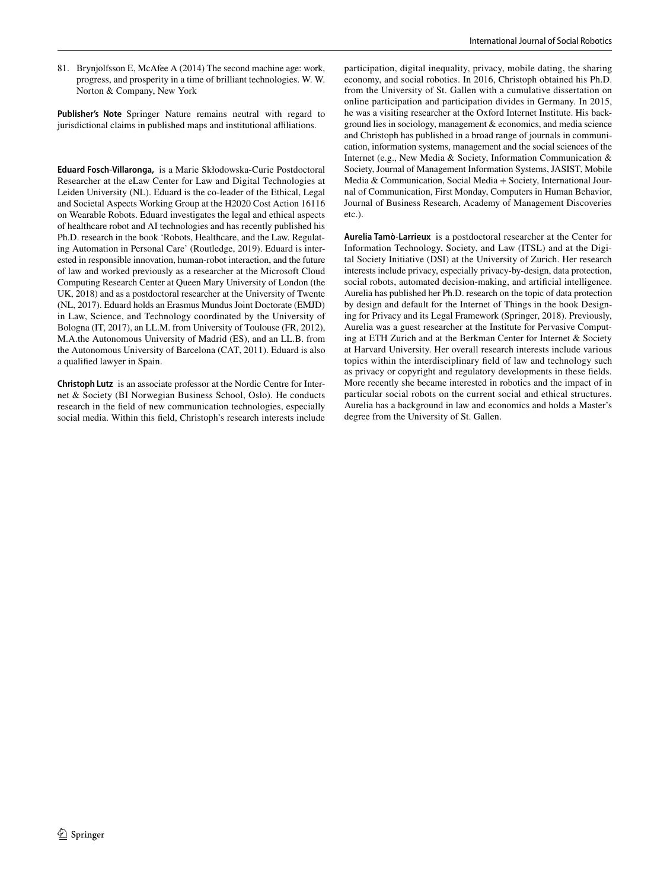81. Brynjolfsson E, McAfee A (2014) The second machine age: work, progress, and prosperity in a time of brilliant technologies. W. W. Norton & Company, New York

**Publisher's Note** Springer Nature remains neutral with regard to jurisdictional claims in published maps and institutional affiliations.

**Eduard Fosch-Villaronga,** is a Marie Skłodowska-Curie Postdoctoral Researcher at the eLaw Center for Law and Digital Technologies at Leiden University (NL). Eduard is the co-leader of the Ethical, Legal and Societal Aspects Working Group at the H2020 Cost Action 16116 on Wearable Robots. Eduard investigates the legal and ethical aspects of healthcare robot and AI technologies and has recently published his Ph.D. research in the book 'Robots, Healthcare, and the Law. Regulating Automation in Personal Care' (Routledge, 2019). Eduard is interested in responsible innovation, human-robot interaction, and the future of law and worked previously as a researcher at the Microsoft Cloud Computing Research Center at Queen Mary University of London (the UK, 2018) and as a postdoctoral researcher at the University of Twente (NL, 2017). Eduard holds an Erasmus Mundus Joint Doctorate (EMJD) in Law, Science, and Technology coordinated by the University of Bologna (IT, 2017), an LL.M. from University of Toulouse (FR, 2012), M.A.the Autonomous University of Madrid (ES), and an LL.B. from the Autonomous University of Barcelona (CAT, 2011). Eduard is also a qualified lawyer in Spain.

**Christoph Lutz** is an associate professor at the Nordic Centre for Internet & Society (BI Norwegian Business School, Oslo). He conducts research in the field of new communication technologies, especially social media. Within this field, Christoph's research interests include participation, digital inequality, privacy, mobile dating, the sharing economy, and social robotics. In 2016, Christoph obtained his Ph.D. from the University of St. Gallen with a cumulative dissertation on online participation and participation divides in Germany. In 2015, he was a visiting researcher at the Oxford Internet Institute. His background lies in sociology, management & economics, and media science and Christoph has published in a broad range of journals in communication, information systems, management and the social sciences of the Internet (e.g., New Media & Society, Information Communication & Society, Journal of Management Information Systems, JASIST, Mobile Media & Communication, Social Media + Society, International Journal of Communication, First Monday, Computers in Human Behavior, Journal of Business Research, Academy of Management Discoveries etc.).

**Aurelia Tamò-Larrieux** is a postdoctoral researcher at the Center for Information Technology, Society, and Law (ITSL) and at the Digital Society Initiative (DSI) at the University of Zurich. Her research interests include privacy, especially privacy-by-design, data protection, social robots, automated decision-making, and artificial intelligence. Aurelia has published her Ph.D. research on the topic of data protection by design and default for the Internet of Things in the book Designing for Privacy and its Legal Framework (Springer, 2018). Previously, Aurelia was a guest researcher at the Institute for Pervasive Computing at ETH Zurich and at the Berkman Center for Internet & Society at Harvard University. Her overall research interests include various topics within the interdisciplinary field of law and technology such as privacy or copyright and regulatory developments in these fields. More recently she became interested in robotics and the impact of in particular social robots on the current social and ethical structures. Aurelia has a background in law and economics and holds a Master's degree from the University of St. Gallen.